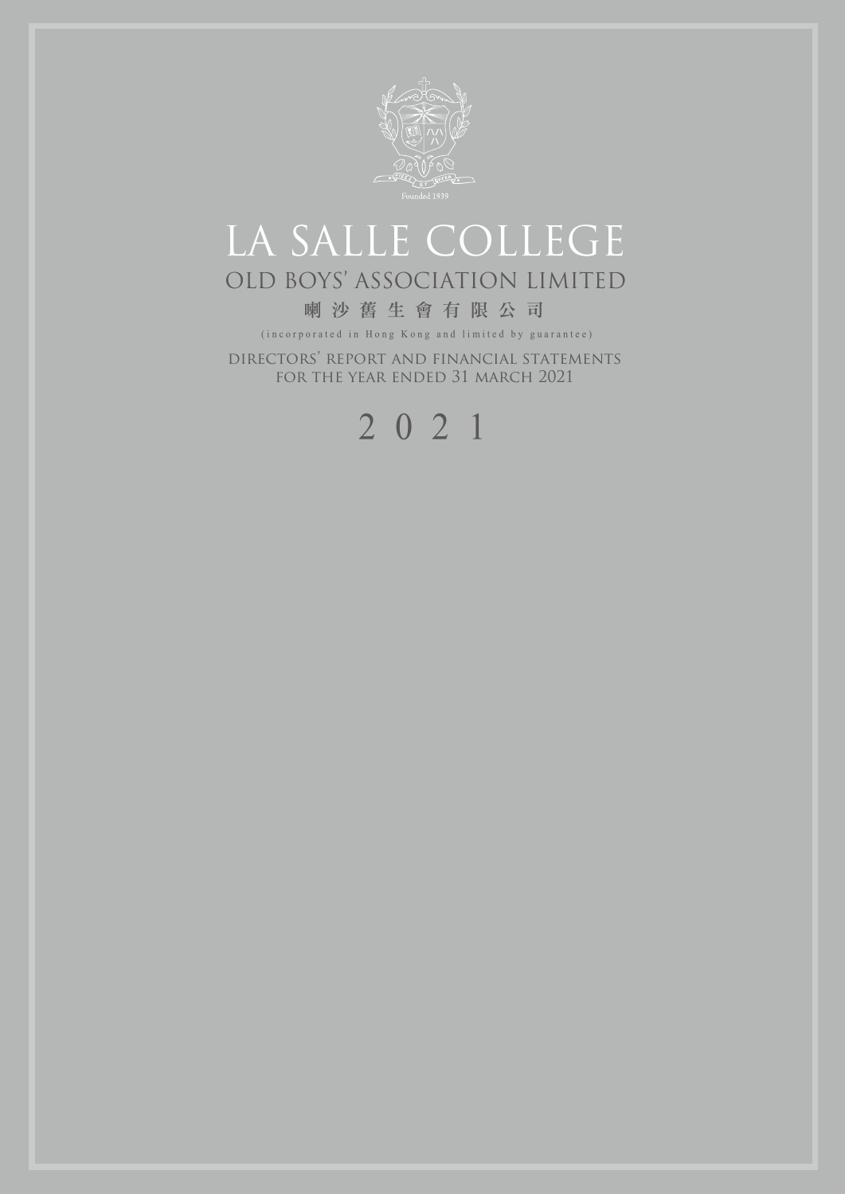Founded 1939

# LA SALLE COLLEGE

## OLD BOYS' ASSOCIATION LIMITED

## 喇沙舊生會有限公司

(incorporated in Hong Kong and limited by guarantee)

DIRECTORS' REPORT AND FINANCIAL STATEMENTS
FOR THE YEAR ENDED 31 MARCH 2021

2021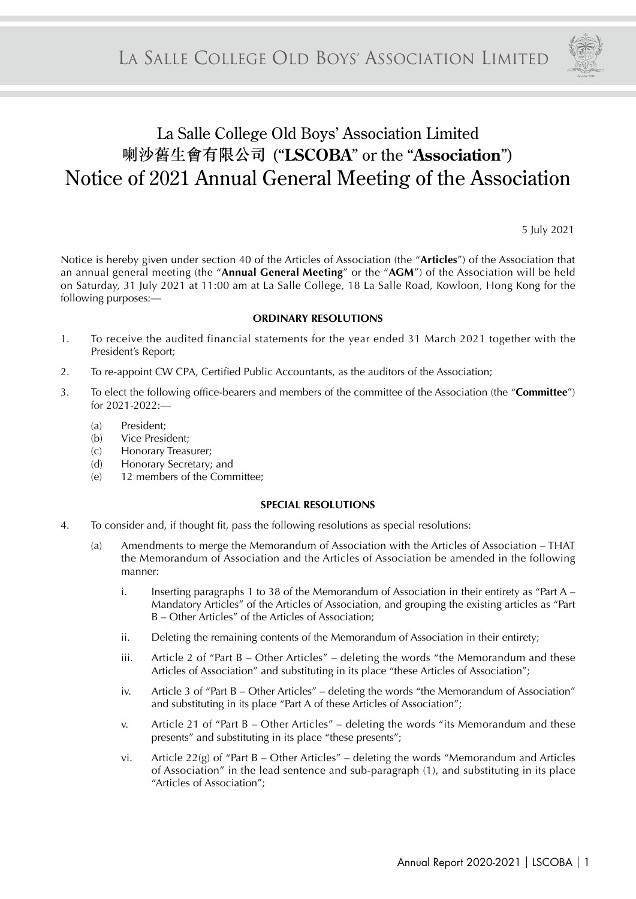# La Salle College Old Boys' Association Limited 喇沙舊生會有限公司 ("LSCOBA" or the "Association")

# Notice of 2021 Annual General Meeting of the Association

5 July 2021

Notice is hereby given under section 40 of the Articles of Association (the "**Articles**") of the Association that an annual general meeting (the "**Annual General Meeting**" or the "**AGM**") of the Association will be held on Saturday, 31 July 2021 at 11:00 am at La Salle College, 18 La Salle Road, Kowloon, Hong Kong for the following purposes:—

**ORDINARY RESOLUTIONS**

1. To receive the audited financial statements for the year ended 31 March 2021 together with the President's Report;
2. To re-appoint CW CPA, Certified Public Accountants, as the auditors of the Association;
3. To elect the following office-bearers and members of the committee of the Association (the "**Committee**") for 2021-2022:—
   (a) President;
   (b) Vice President;
   (c) Honorary Treasurer;
   (d) Honorary Secretary; and
   (e) 12 members of the Committee;

**SPECIAL RESOLUTIONS**

4. To consider and, if thought fit, pass the following resolutions as special resolutions:
   (a) Amendments to merge the Memorandum of Association with the Articles of Association – THAT the Memorandum of Association and the Articles of Association be amended in the following manner:
      i. Inserting paragraphs 1 to 38 of the Memorandum of Association in their entirety as "Part A – Mandatory Articles" of the Articles of Association, and grouping the existing articles as "Part B – Other Articles" of the Articles of Association;
      ii. Deleting the remaining contents of the Memorandum of Association in their entirety;
      iii. Article 2 of "Part B – Other Articles" – deleting the words "the Memorandum and these Articles of Association" and substituting in its place "these Articles of Association";
      iv. Article 3 of "Part B – Other Articles" – deleting the words "the Memorandum of Association" and substituting in its place "Part A of these Articles of Association";
      v. Article 21 of "Part B – Other Articles" – deleting the words "its Memorandum and these presents" and substituting in its place "these presents";
      vi. Article 22(g) of "Part B – Other Articles" – deleting the words "Memorandum and Articles of Association" in the lead sentence and sub-paragraph (1), and substituting in its place "Articles of Association";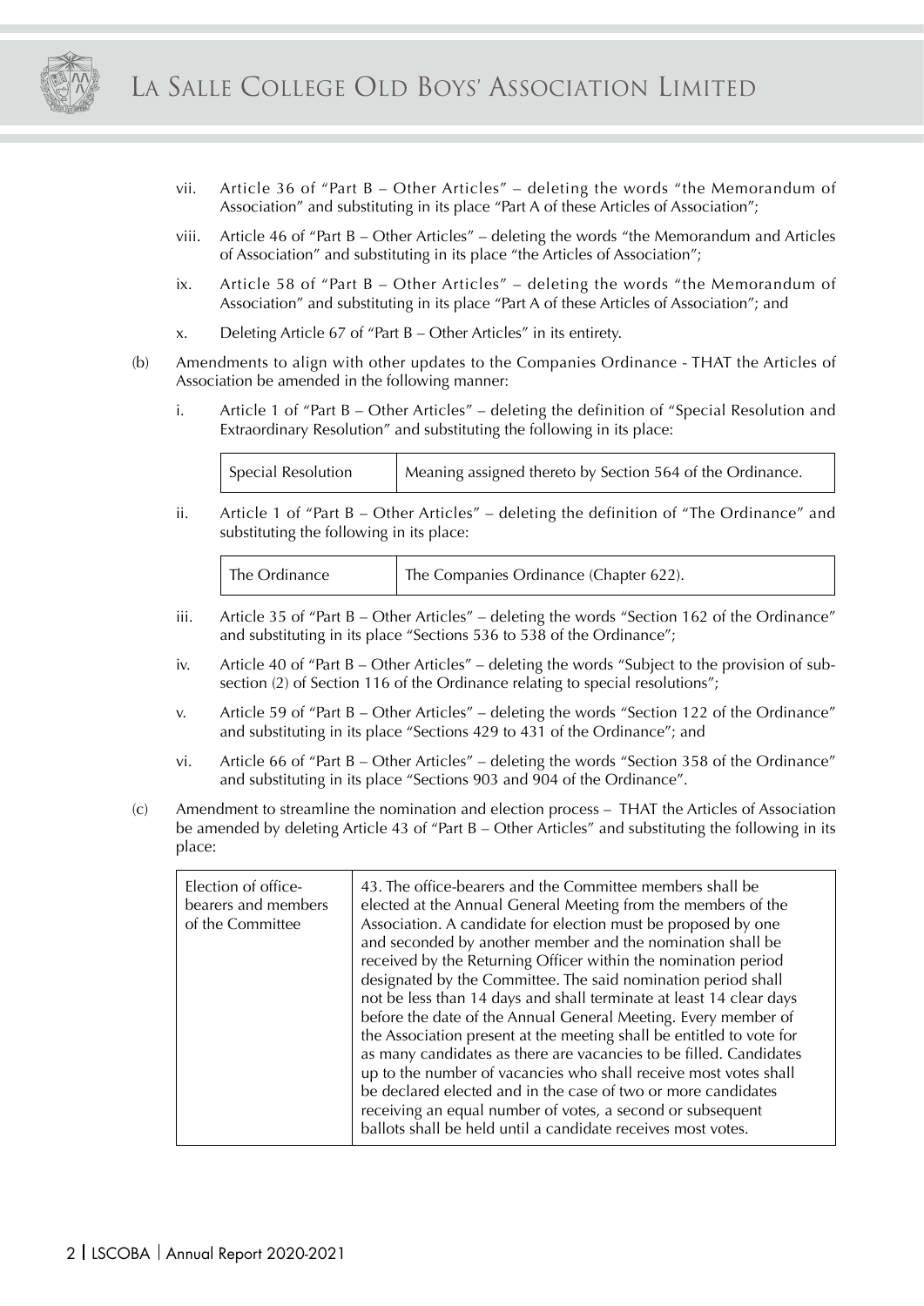vii. Article 36 of "Part B – Other Articles" – deleting the words "the Memorandum of Association" and substituting in its place "Part A of these Articles of Association";

viii. Article 46 of "Part B – Other Articles" – deleting the words "the Memorandum and Articles of Association" and substituting in its place "the Articles of Association";

ix. Article 58 of "Part B – Other Articles" – deleting the words "the Memorandum of Association" and substituting in its place "Part A of these Articles of Association"; and

x. Deleting Article 67 of "Part B – Other Articles" in its entirety.

(b) Amendments to align with other updates to the Companies Ordinance - THAT the Articles of Association be amended in the following manner:

i. Article 1 of "Part B – Other Articles" – deleting the definition of "Special Resolution and Extraordinary Resolution" and substituting the following in its place:

| Special Resolution | Meaning assigned thereto by Section 564 of the Ordinance. |
|---|---|

ii. Article 1 of "Part B – Other Articles" – deleting the definition of "The Ordinance" and substituting the following in its place:

| The Ordinance | The Companies Ordinance (Chapter 622). |
|---|---|

iii. Article 35 of "Part B – Other Articles" – deleting the words "Section 162 of the Ordinance" and substituting in its place "Sections 536 to 538 of the Ordinance";

iv. Article 40 of "Part B – Other Articles" – deleting the words "Subject to the provision of sub-section (2) of Section 116 of the Ordinance relating to special resolutions";

v. Article 59 of "Part B – Other Articles" – deleting the words "Section 122 of the Ordinance" and substituting in its place "Sections 429 to 431 of the Ordinance"; and

vi. Article 66 of "Part B – Other Articles" – deleting the words "Section 358 of the Ordinance" and substituting in its place "Sections 903 and 904 of the Ordinance".

(c) Amendment to streamline the nomination and election process – THAT the Articles of Association be amended by deleting Article 43 of "Part B – Other Articles" and substituting the following in its place:

| Election of office-bearers and members of the Committee | 43. The office-bearers and the Committee members shall be elected at the Annual General Meeting from the members of the Association. A candidate for election must be proposed by one and seconded by another member and the nomination shall be received by the Returning Officer within the nomination period designated by the Committee. The said nomination period shall not be less than 14 days and shall terminate at least 14 clear days before the date of the Annual General Meeting. Every member of the Association present at the meeting shall be entitled to vote for as many candidates as there are vacancies to be filled. Candidates up to the number of vacancies who shall receive most votes shall be declared elected and in the case of two or more candidates receiving an equal number of votes, a second or subsequent ballots shall be held until a candidate receives most votes. |
|---|---|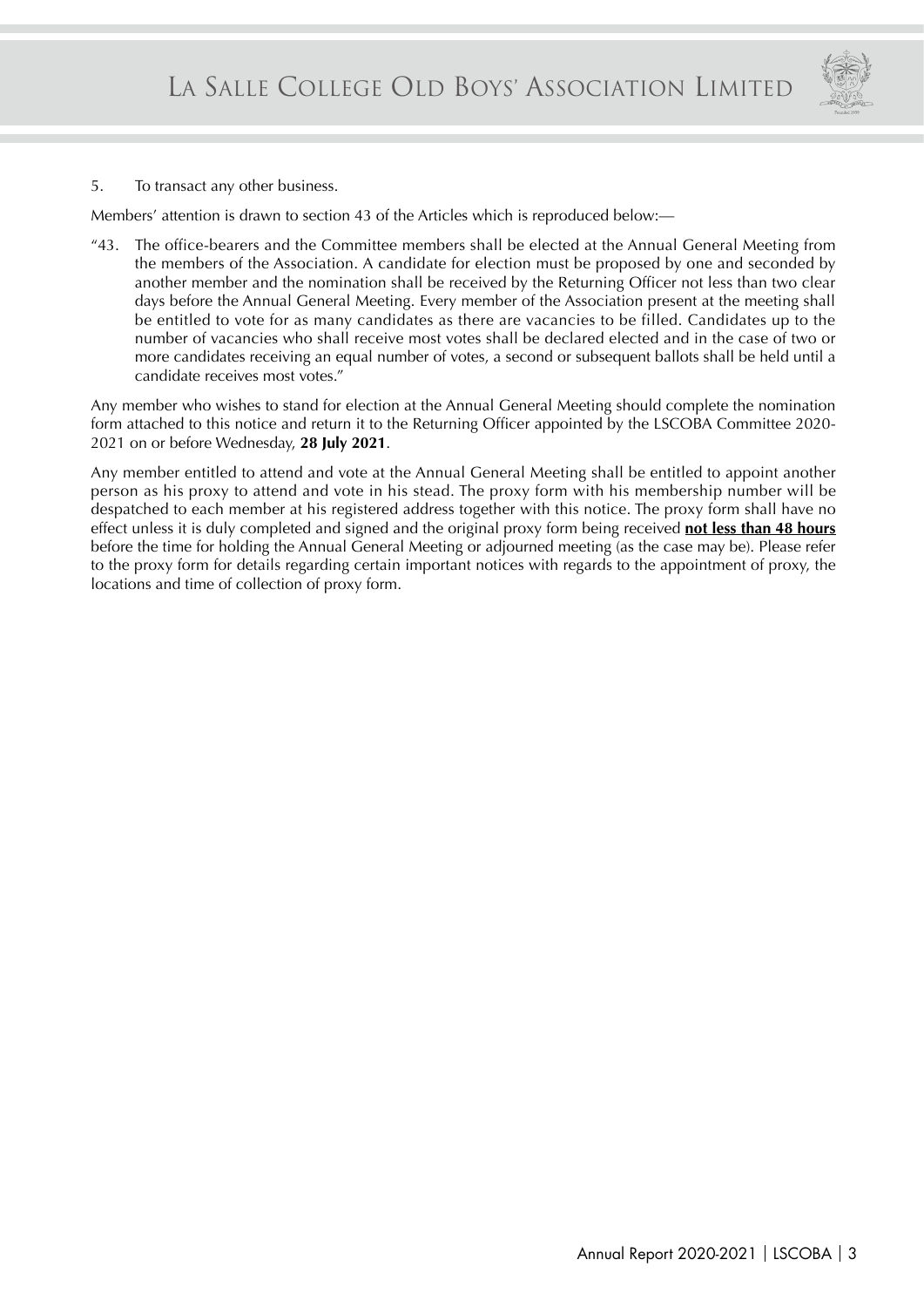5. To transact any other business.

Members' attention is drawn to section 43 of the Articles which is reproduced below:—

"43. The office-bearers and the Committee members shall be elected at the Annual General Meeting from the members of the Association. A candidate for election must be proposed by one and seconded by another member and the nomination shall be received by the Returning Officer not less than two clear days before the Annual General Meeting. Every member of the Association present at the meeting shall be entitled to vote for as many candidates as there are vacancies to be filled. Candidates up to the number of vacancies who shall receive most votes shall be declared elected and in the case of two or more candidates receiving an equal number of votes, a second or subsequent ballots shall be held until a candidate receives most votes."

Any member who wishes to stand for election at the Annual General Meeting should complete the nomination form attached to this notice and return it to the Returning Officer appointed by the LSCOBA Committee 2020-2021 on or before Wednesday, **28 July 2021**.

Any member entitled to attend and vote at the Annual General Meeting shall be entitled to appoint another person as his proxy to attend and vote in his stead. The proxy form with his membership number will be despatched to each member at his registered address together with this notice. The proxy form shall have no effect unless it is duly completed and signed and the original proxy form being received **not less than 48 hours** before the time for holding the Annual General Meeting or adjourned meeting (as the case may be). Please refer to the proxy form for details regarding certain important notices with regards to the appointment of proxy, the locations and time of collection of proxy form.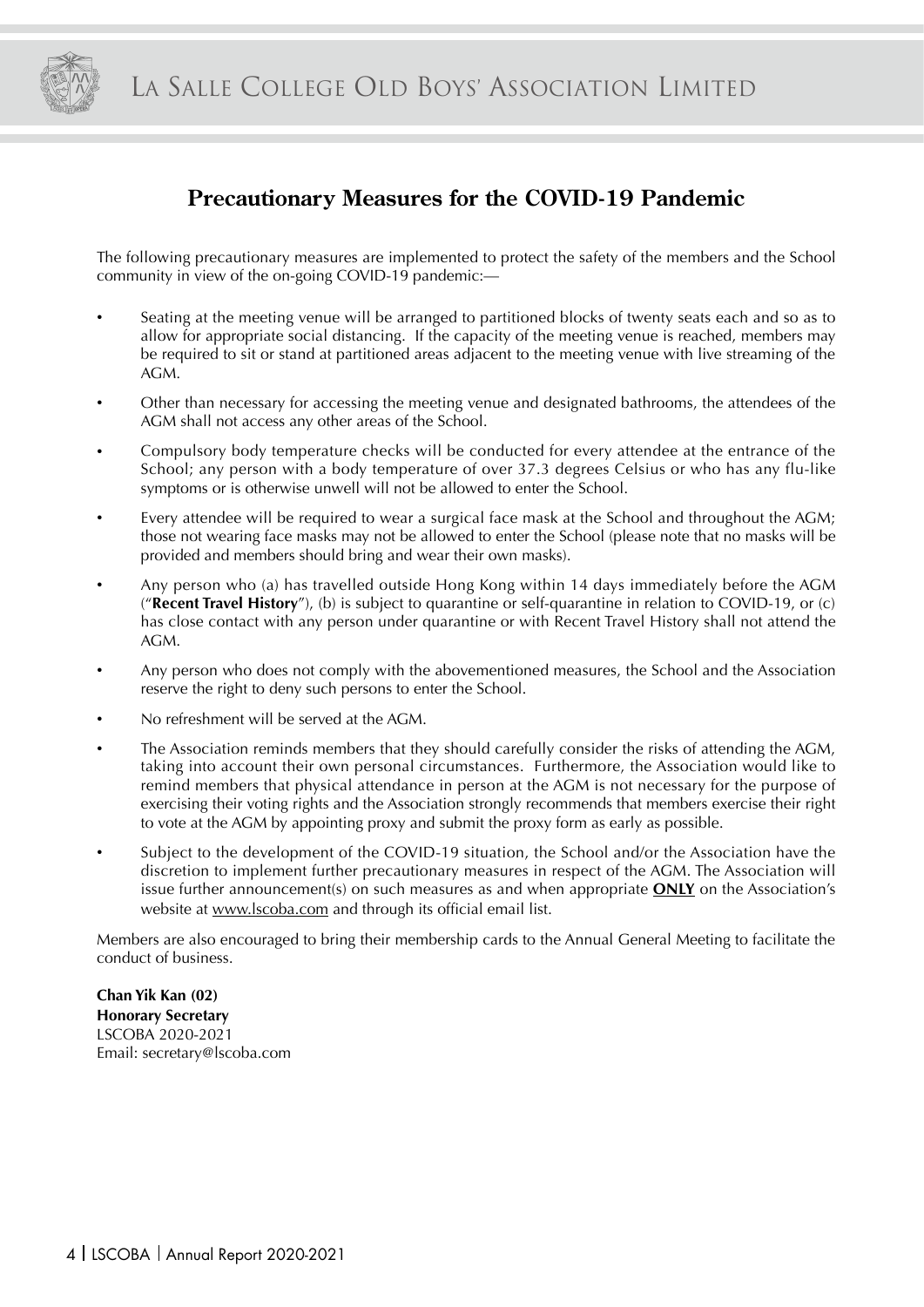## Precautionary Measures for the COVID-19 Pandemic

The following precautionary measures are implemented to protect the safety of the members and the School community in view of the on-going COVID-19 pandemic:—

- Seating at the meeting venue will be arranged to partitioned blocks of twenty seats each and so as to allow for appropriate social distancing. If the capacity of the meeting venue is reached, members may be required to sit or stand at partitioned areas adjacent to the meeting venue with live streaming of the AGM.
- Other than necessary for accessing the meeting venue and designated bathrooms, the attendees of the AGM shall not access any other areas of the School.
- Compulsory body temperature checks will be conducted for every attendee at the entrance of the School; any person with a body temperature of over 37.3 degrees Celsius or who has any flu-like symptoms or is otherwise unwell will not be allowed to enter the School.
- Every attendee will be required to wear a surgical face mask at the School and throughout the AGM; those not wearing face masks may not be allowed to enter the School (please note that no masks will be provided and members should bring and wear their own masks).
- Any person who (a) has travelled outside Hong Kong within 14 days immediately before the AGM ("**Recent Travel History**"), (b) is subject to quarantine or self-quarantine in relation to COVID-19, or (c) has close contact with any person under quarantine or with Recent Travel History shall not attend the AGM.
- Any person who does not comply with the abovementioned measures, the School and the Association reserve the right to deny such persons to enter the School.
- No refreshment will be served at the AGM.
- The Association reminds members that they should carefully consider the risks of attending the AGM, taking into account their own personal circumstances. Furthermore, the Association would like to remind members that physical attendance in person at the AGM is not necessary for the purpose of exercising their voting rights and the Association strongly recommends that members exercise their right to vote at the AGM by appointing proxy and submit the proxy form as early as possible.
- Subject to the development of the COVID-19 situation, the School and/or the Association have the discretion to implement further precautionary measures in respect of the AGM. The Association will issue further announcement(s) on such measures as and when appropriate **ONLY** on the Association's website at www.lscoba.com and through its official email list.

Members are also encouraged to bring their membership cards to the Annual General Meeting to facilitate the conduct of business.

**Chan Yik Kan (02)**
**Honorary Secretary**
LSCOBA 2020-2021
Email: secretary@lscoba.com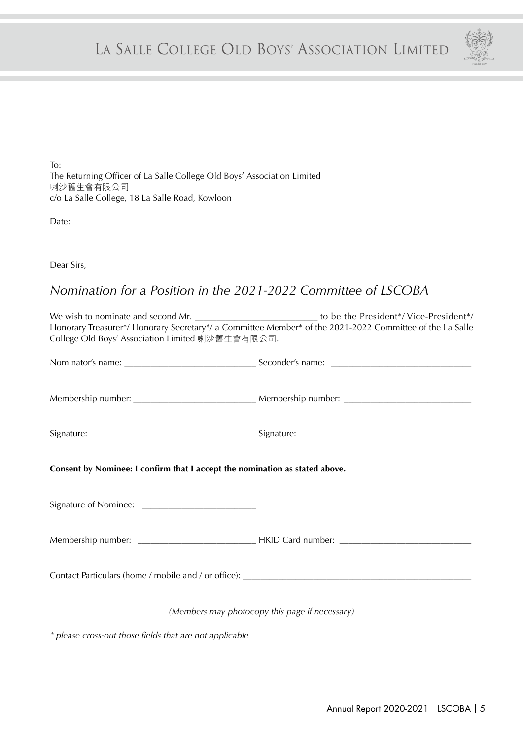To:
The Returning Officer of La Salle College Old Boys' Association Limited
喇沙舊生會有限公司
c/o La Salle College, 18 La Salle Road, Kowloon

Date:

Dear Sirs,

## *Nomination for a Position in the 2021-2022 Committee of LSCOBA*

We wish to nominate and second Mr. ___________________________ to be the President*/ Vice-President*/ Honorary Treasurer*/ Honorary Secretary*/ a Committee Member* of the 2021-2022 Committee of the La Salle College Old Boys' Association Limited 喇沙舊生會有限公司.

Nominator's name: _____________________________ Seconder's name: _______________________________

Membership number: __________________________ Membership number: ____________________________

Signature: ___________________________________ Signature: _____________________________________

**Consent by Nominee: I confirm that I accept the nomination as stated above.**

Signature of Nominee: _________________________

Membership number: __________________________ HKID Card number: _____________________________

Contact Particulars (home / mobile and / or office): __________________________________________________

*(Members may photocopy this page if necessary)*

*\* please cross-out those fields that are not applicable*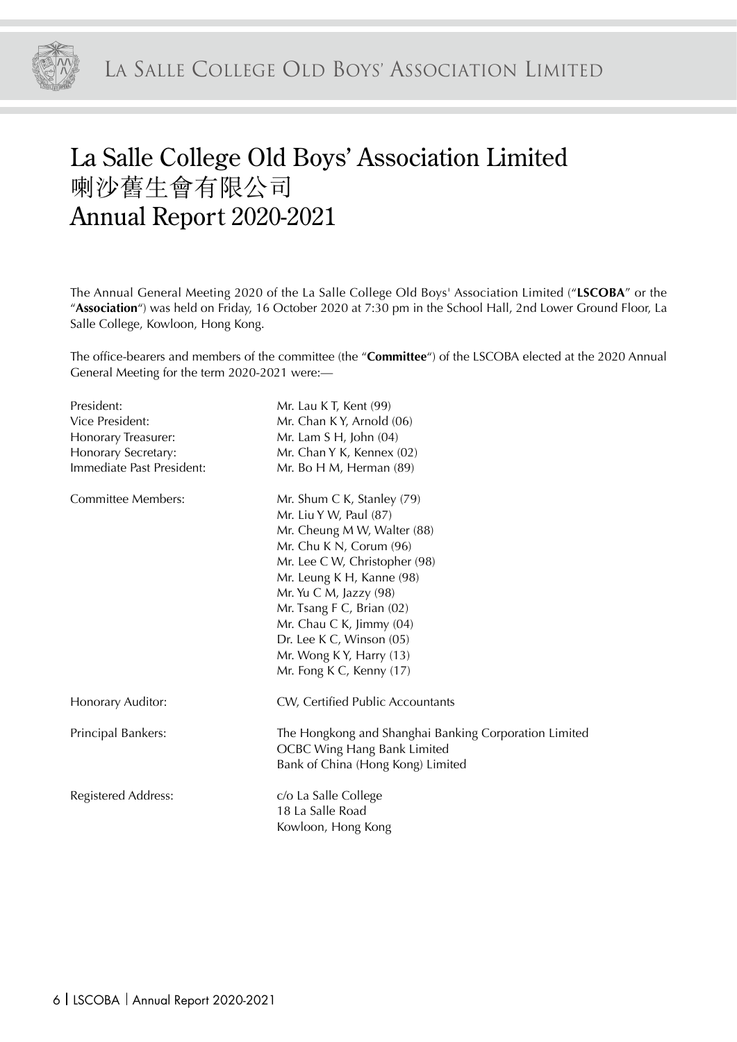# La Salle College Old Boys' Association Limited
# 喇沙舊生會有限公司
# Annual Report 2020-2021

The Annual General Meeting 2020 of the La Salle College Old Boys' Association Limited ("**LSCOBA**" or the "**Association**") was held on Friday, 16 October 2020 at 7:30 pm in the School Hall, 2nd Lower Ground Floor, La Salle College, Kowloon, Hong Kong.

The office-bearers and members of the committee (the "**Committee**") of the LSCOBA elected at the 2020 Annual General Meeting for the term 2020-2021 were:—

| | |
|---|---|
| President: | Mr. Lau K T, Kent (99) |
| Vice President: | Mr. Chan K Y, Arnold (06) |
| Honorary Treasurer: | Mr. Lam S H, John (04) |
| Honorary Secretary: | Mr. Chan Y K, Kennex (02) |
| Immediate Past President: | Mr. Bo H M, Herman (89) |
| Committee Members: | Mr. Shum C K, Stanley (79) |
| | Mr. Liu Y W, Paul (87) |
| | Mr. Cheung M W, Walter (88) |
| | Mr. Chu K N, Corum (96) |
| | Mr. Lee C W, Christopher (98) |
| | Mr. Leung K H, Kanne (98) |
| | Mr. Yu C M, Jazzy (98) |
| | Mr. Tsang F C, Brian (02) |
| | Mr. Chau C K, Jimmy (04) |
| | Dr. Lee K C, Winson (05) |
| | Mr. Wong K Y, Harry (13) |
| | Mr. Fong K C, Kenny (17) |
| Honorary Auditor: | CW, Certified Public Accountants |
| Principal Bankers: | The Hongkong and Shanghai Banking Corporation Limited |
| | OCBC Wing Hang Bank Limited |
| | Bank of China (Hong Kong) Limited |
| Registered Address: | c/o La Salle College |
| | 18 La Salle Road |
| | Kowloon, Hong Kong |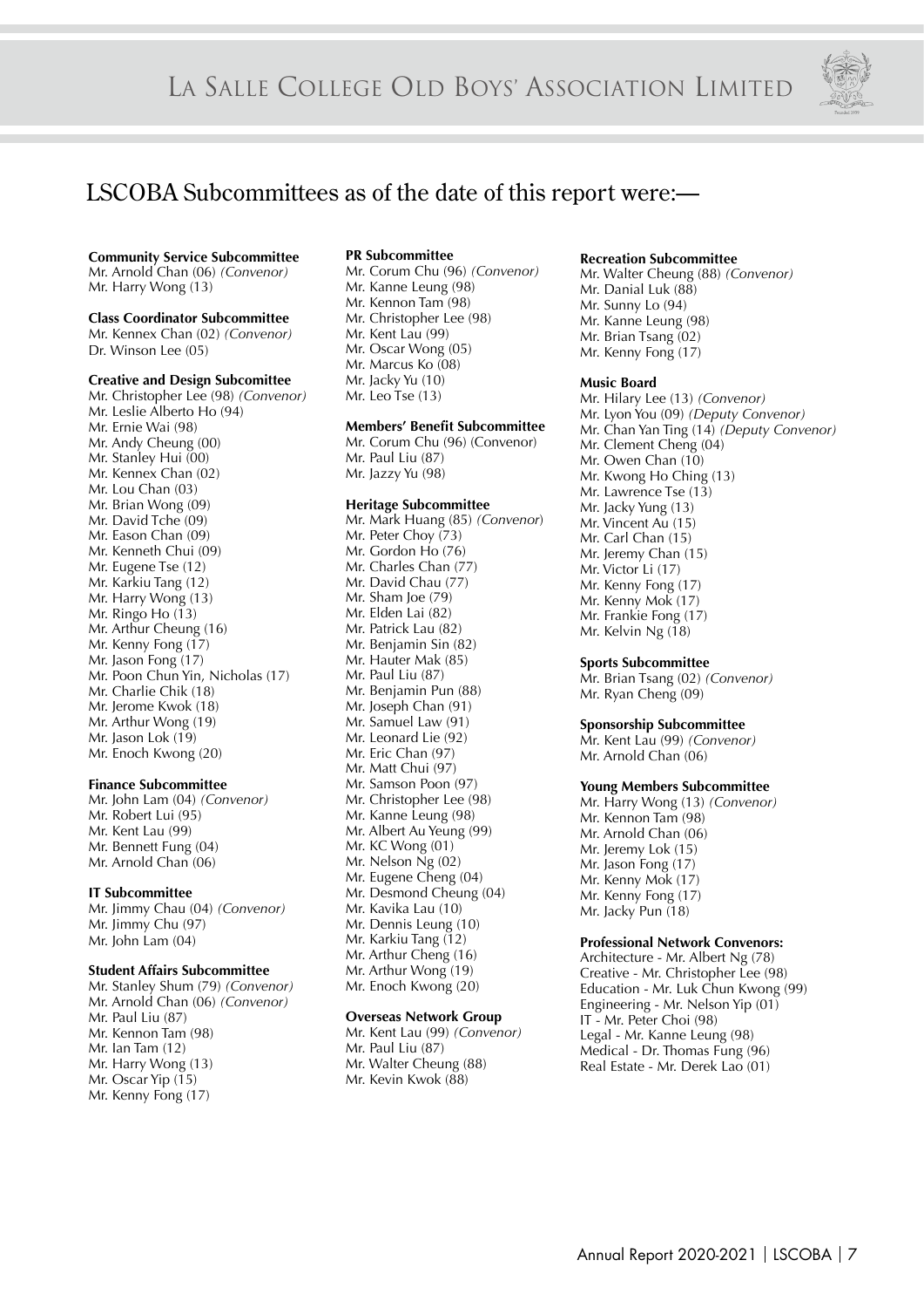## LSCOBA Subcommittees as of the date of this report were:—

**Community Service Subcommittee**
Mr. Arnold Chan (06) *(Convenor)*
Mr. Harry Wong (13)

**Class Coordinator Subcommittee**
Mr. Kennex Chan (02) *(Convenor)*
Dr. Winson Lee (05)

**Creative and Design Subcomittee**
Mr. Christopher Lee (98) *(Convenor)*
Mr. Leslie Alberto Ho (94)
Mr. Ernie Wai (98)
Mr. Andy Cheung (00)
Mr. Stanley Hui (00)
Mr. Kennex Chan (02)
Mr. Lou Chan (03)
Mr. Brian Wong (09)
Mr. David Tche (09)
Mr. Eason Chan (09)
Mr. Kenneth Chui (09)
Mr. Eugene Tse (12)
Mr. Karkiu Tang (12)
Mr. Harry Wong (13)
Mr. Ringo Ho (13)
Mr. Arthur Cheung (16)
Mr. Kenny Fong (17)
Mr. Jason Fong (17)
Mr. Poon Chun Yin, Nicholas (17)
Mr. Charlie Chik (18)
Mr. Jerome Kwok (18)
Mr. Arthur Wong (19)
Mr. Jason Lok (19)
Mr. Enoch Kwong (20)

**Finance Subcommittee**
Mr. John Lam (04) *(Convenor)*
Mr. Robert Lui (95)
Mr. Kent Lau (99)
Mr. Bennett Fung (04)
Mr. Arnold Chan (06)

**IT Subcommittee**
Mr. Jimmy Chau (04) *(Convenor)*
Mr. Jimmy Chu (97)
Mr. John Lam (04)

**Student Affairs Subcommittee**
Mr. Stanley Shum (79) *(Convenor)*
Mr. Arnold Chan (06) *(Convenor)*
Mr. Paul Liu (87)
Mr. Kennon Tam (98)
Mr. Ian Tam (12)
Mr. Harry Wong (13)
Mr. Oscar Yip (15)
Mr. Kenny Fong (17)

**PR Subcommittee**
Mr. Corum Chu (96) *(Convenor)*
Mr. Kanne Leung (98)
Mr. Kennon Tam (98)
Mr. Christopher Lee (98)
Mr. Kent Lau (99)
Mr. Oscar Wong (05)
Mr. Marcus Ko (08)
Mr. Jacky Yu (10)
Mr. Leo Tse (13)

**Members' Benefit Subcommittee**
Mr. Corum Chu (96) (Convenor)
Mr. Paul Liu (87)
Mr. Jazzy Yu (98)

**Heritage Subcommittee**
Mr. Mark Huang (85) *(Convenor)*
Mr. Peter Choy (73)
Mr. Gordon Ho (76)
Mr. Charles Chan (77)
Mr. David Chau (77)
Mr. Sham Joe (79)
Mr. Elden Lai (82)
Mr. Patrick Lau (82)
Mr. Benjamin Sin (82)
Mr. Hauter Mak (85)
Mr. Paul Liu (87)
Mr. Benjamin Pun (88)
Mr. Joseph Chan (91)
Mr. Samuel Law (91)
Mr. Leonard Lie (92)
Mr. Eric Chan (97)
Mr. Matt Chui (97)
Mr. Samson Poon (97)
Mr. Christopher Lee (98)
Mr. Kanne Leung (98)
Mr. Albert Au Yeung (99)
Mr. KC Wong (01)
Mr. Nelson Ng (02)
Mr. Eugene Cheng (04)
Mr. Desmond Cheung (04)
Mr. Kavika Lau (10)
Mr. Dennis Leung (10)
Mr. Karkiu Tang (12)
Mr. Arthur Cheng (16)
Mr. Arthur Wong (19)
Mr. Enoch Kwong (20)

**Overseas Network Group**
Mr. Kent Lau (99) *(Convenor)*
Mr. Paul Liu (87)
Mr. Walter Cheung (88)
Mr. Kevin Kwok (88)

**Recreation Subcommittee**
Mr. Walter Cheung (88) *(Convenor)*
Mr. Danial Luk (88)
Mr. Sunny Lo (94)
Mr. Kanne Leung (98)
Mr. Brian Tsang (02)
Mr. Kenny Fong (17)

**Music Board**
Mr. Hilary Lee (13) *(Convenor)*
Mr. Lyon You (09) *(Deputy Convenor)*
Mr. Chan Yan Ting (14) *(Deputy Convenor)*
Mr. Clement Cheng (04)
Mr. Owen Chan (10)
Mr. Kwong Ho Ching (13)
Mr. Lawrence Tse (13)
Mr. Jacky Yung (13)
Mr. Vincent Au (15)
Mr. Carl Chan (15)
Mr. Jeremy Chan (15)
Mr. Victor Li (17)
Mr. Kenny Fong (17)
Mr. Kenny Mok (17)
Mr. Frankie Fong (17)
Mr. Kelvin Ng (18)

**Sports Subcommittee**
Mr. Brian Tsang (02) *(Convenor)*
Mr. Ryan Cheng (09)

**Sponsorship Subcommittee**
Mr. Kent Lau (99) *(Convenor)*
Mr. Arnold Chan (06)

**Young Members Subcommittee**
Mr. Harry Wong (13) *(Convenor)*
Mr. Kennon Tam (98)
Mr. Arnold Chan (06)
Mr. Jeremy Lok (15)
Mr. Jason Fong (17)
Mr. Kenny Mok (17)
Mr. Kenny Fong (17)
Mr. Jacky Pun (18)

**Professional Network Convenors:**
Architecture - Mr. Albert Ng (78)
Creative - Mr. Christopher Lee (98)
Education - Mr. Luk Chun Kwong (99)
Engineering - Mr. Nelson Yip (01)
IT - Mr. Peter Choi (98)
Legal - Mr. Kanne Leung (98)
Medical - Dr. Thomas Fung (96)
Real Estate - Mr. Derek Lao (01)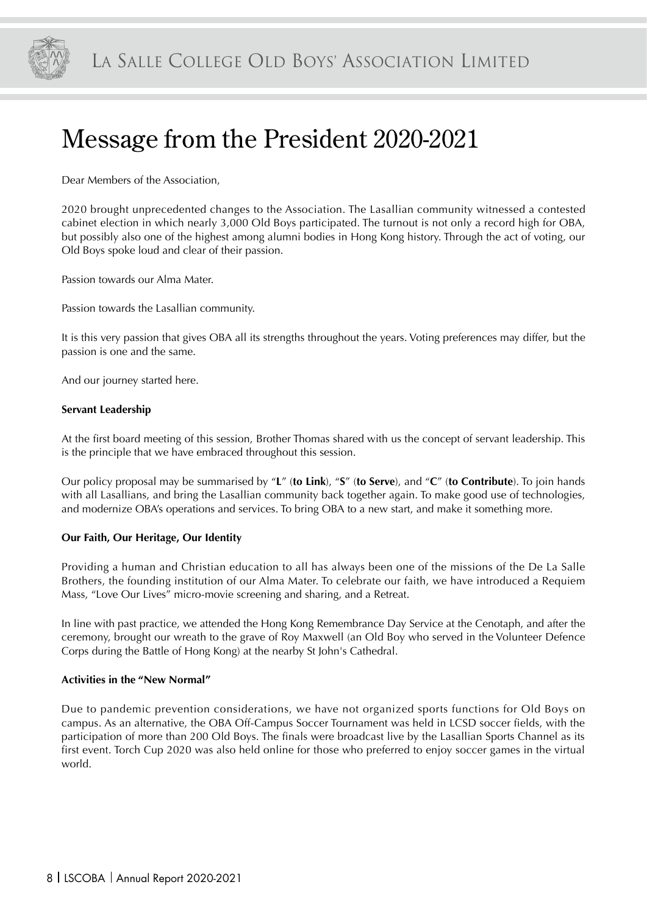# Message from the President 2020-2021

Dear Members of the Association,

2020 brought unprecedented changes to the Association. The Lasallian community witnessed a contested cabinet election in which nearly 3,000 Old Boys participated. The turnout is not only a record high for OBA, but possibly also one of the highest among alumni bodies in Hong Kong history. Through the act of voting, our Old Boys spoke loud and clear of their passion.

Passion towards our Alma Mater.

Passion towards the Lasallian community.

It is this very passion that gives OBA all its strengths throughout the years. Voting preferences may differ, but the passion is one and the same.

And our journey started here.

**Servant Leadership**

At the first board meeting of this session, Brother Thomas shared with us the concept of servant leadership. This is the principle that we have embraced throughout this session.

Our policy proposal may be summarised by "**L**" (**to Link**), "**S**" (**to Serve**), and "**C**" (**to Contribute**). To join hands with all Lasallians, and bring the Lasallian community back together again. To make good use of technologies, and modernize OBA's operations and services. To bring OBA to a new start, and make it something more.

**Our Faith, Our Heritage, Our Identity**

Providing a human and Christian education to all has always been one of the missions of the De La Salle Brothers, the founding institution of our Alma Mater. To celebrate our faith, we have introduced a Requiem Mass, "Love Our Lives" micro-movie screening and sharing, and a Retreat.

In line with past practice, we attended the Hong Kong Remembrance Day Service at the Cenotaph, and after the ceremony, brought our wreath to the grave of Roy Maxwell (an Old Boy who served in the Volunteer Defence Corps during the Battle of Hong Kong) at the nearby St John's Cathedral.

**Activities in the "New Normal"**

Due to pandemic prevention considerations, we have not organized sports functions for Old Boys on campus. As an alternative, the OBA Off-Campus Soccer Tournament was held in LCSD soccer fields, with the participation of more than 200 Old Boys. The finals were broadcast live by the Lasallian Sports Channel as its first event. Torch Cup 2020 was also held online for those who preferred to enjoy soccer games in the virtual world.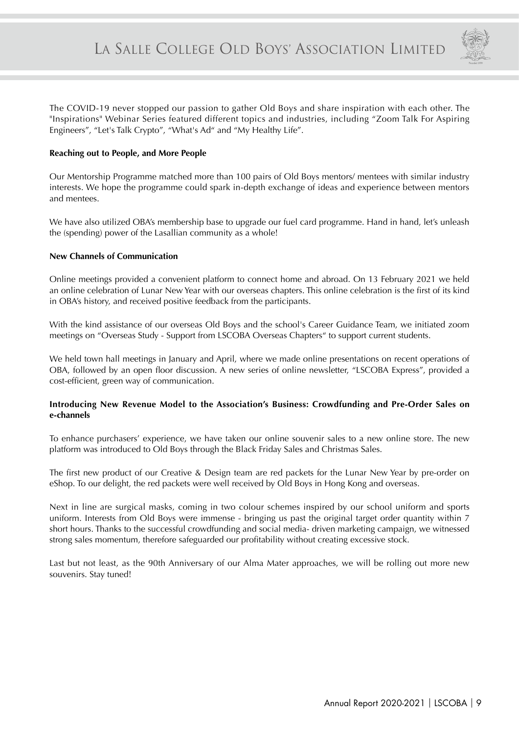The COVID-19 never stopped our passion to gather Old Boys and share inspiration with each other. The "Inspirations" Webinar Series featured different topics and industries, including "Zoom Talk For Aspiring Engineers", "Let's Talk Crypto", "What's Ad" and "My Healthy Life".

**Reaching out to People, and More People**

Our Mentorship Programme matched more than 100 pairs of Old Boys mentors/ mentees with similar industry interests. We hope the programme could spark in-depth exchange of ideas and experience between mentors and mentees.

We have also utilized OBA's membership base to upgrade our fuel card programme. Hand in hand, let's unleash the (spending) power of the Lasallian community as a whole!

**New Channels of Communication**

Online meetings provided a convenient platform to connect home and abroad. On 13 February 2021 we held an online celebration of Lunar New Year with our overseas chapters. This online celebration is the first of its kind in OBA's history, and received positive feedback from the participants.

With the kind assistance of our overseas Old Boys and the school's Career Guidance Team, we initiated zoom meetings on "Overseas Study - Support from LSCOBA Overseas Chapters" to support current students.

We held town hall meetings in January and April, where we made online presentations on recent operations of OBA, followed by an open floor discussion. A new series of online newsletter, "LSCOBA Express", provided a cost-efficient, green way of communication.

**Introducing New Revenue Model to the Association's Business: Crowdfunding and Pre-Order Sales on e-channels**

To enhance purchasers' experience, we have taken our online souvenir sales to a new online store. The new platform was introduced to Old Boys through the Black Friday Sales and Christmas Sales.

The first new product of our Creative & Design team are red packets for the Lunar New Year by pre-order on eShop. To our delight, the red packets were well received by Old Boys in Hong Kong and overseas.

Next in line are surgical masks, coming in two colour schemes inspired by our school uniform and sports uniform. Interests from Old Boys were immense - bringing us past the original target order quantity within 7 short hours. Thanks to the successful crowdfunding and social media- driven marketing campaign, we witnessed strong sales momentum, therefore safeguarded our profitability without creating excessive stock.

Last but not least, as the 90th Anniversary of our Alma Mater approaches, we will be rolling out more new souvenirs. Stay tuned!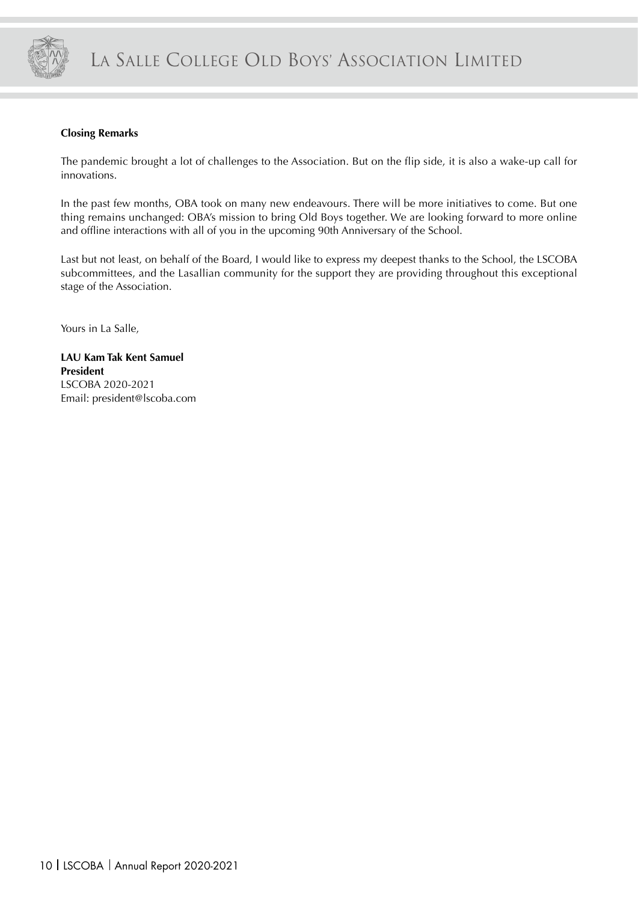**Closing Remarks**

The pandemic brought a lot of challenges to the Association. But on the flip side, it is also a wake-up call for innovations.

In the past few months, OBA took on many new endeavours. There will be more initiatives to come. But one thing remains unchanged: OBA's mission to bring Old Boys together. We are looking forward to more online and offline interactions with all of you in the upcoming 90th Anniversary of the School.

Last but not least, on behalf of the Board, I would like to express my deepest thanks to the School, the LSCOBA subcommittees, and the Lasallian community for the support they are providing throughout this exceptional stage of the Association.

Yours in La Salle,

**LAU Kam Tak Kent Samuel**
**President**
LSCOBA 2020-2021
Email: president@lscoba.com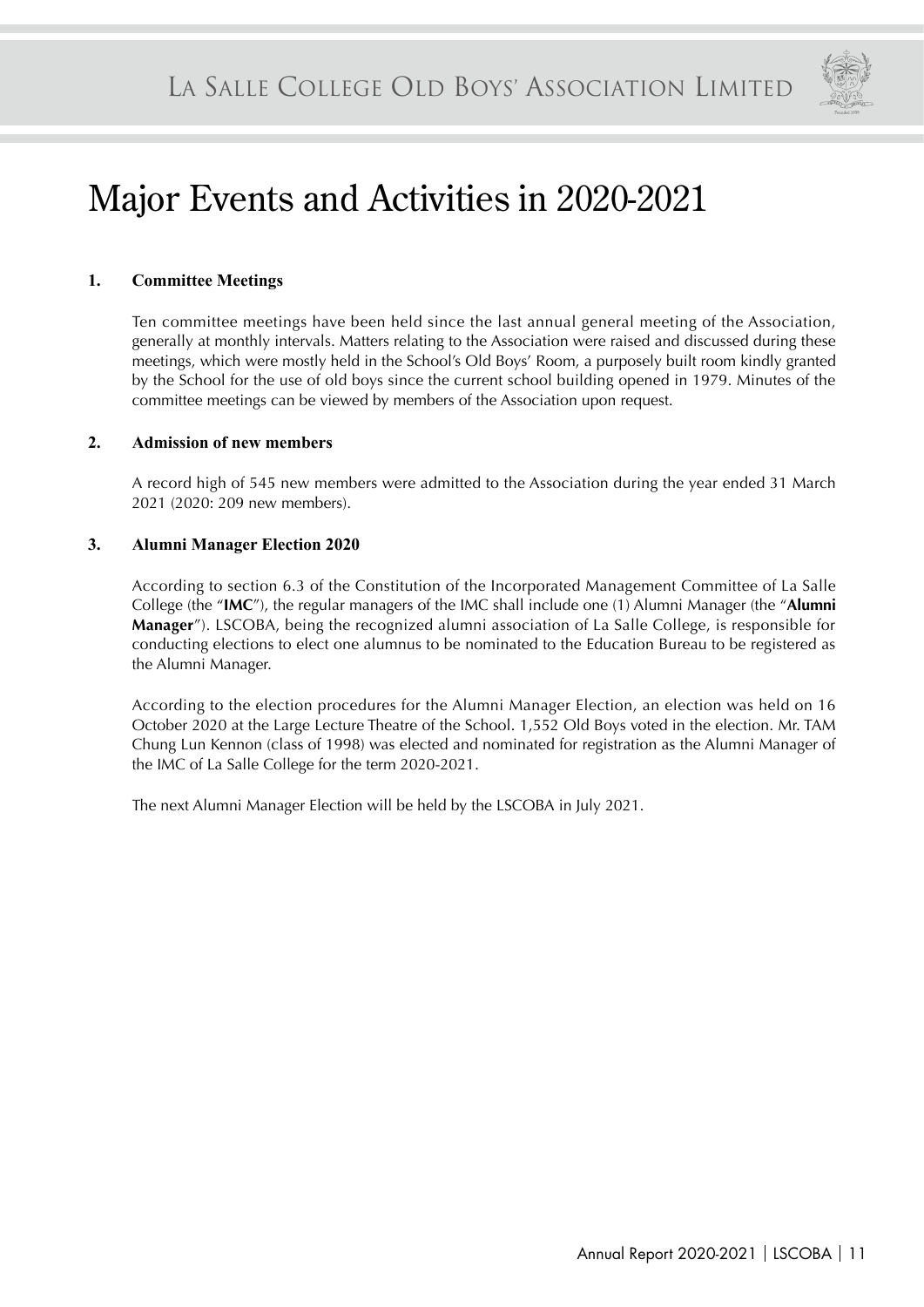# Major Events and Activities in 2020-2021

## 1. Committee Meetings

Ten committee meetings have been held since the last annual general meeting of the Association, generally at monthly intervals. Matters relating to the Association were raised and discussed during these meetings, which were mostly held in the School's Old Boys' Room, a purposely built room kindly granted by the School for the use of old boys since the current school building opened in 1979. Minutes of the committee meetings can be viewed by members of the Association upon request.

## 2. Admission of new members

A record high of 545 new members were admitted to the Association during the year ended 31 March 2021 (2020: 209 new members).

## 3. Alumni Manager Election 2020

According to section 6.3 of the Constitution of the Incorporated Management Committee of La Salle College (the "**IMC**"), the regular managers of the IMC shall include one (1) Alumni Manager (the "**Alumni Manager**"). LSCOBA, being the recognized alumni association of La Salle College, is responsible for conducting elections to elect one alumnus to be nominated to the Education Bureau to be registered as the Alumni Manager.

According to the election procedures for the Alumni Manager Election, an election was held on 16 October 2020 at the Large Lecture Theatre of the School. 1,552 Old Boys voted in the election. Mr. TAM Chung Lun Kennon (class of 1998) was elected and nominated for registration as the Alumni Manager of the IMC of La Salle College for the term 2020-2021.

The next Alumni Manager Election will be held by the LSCOBA in July 2021.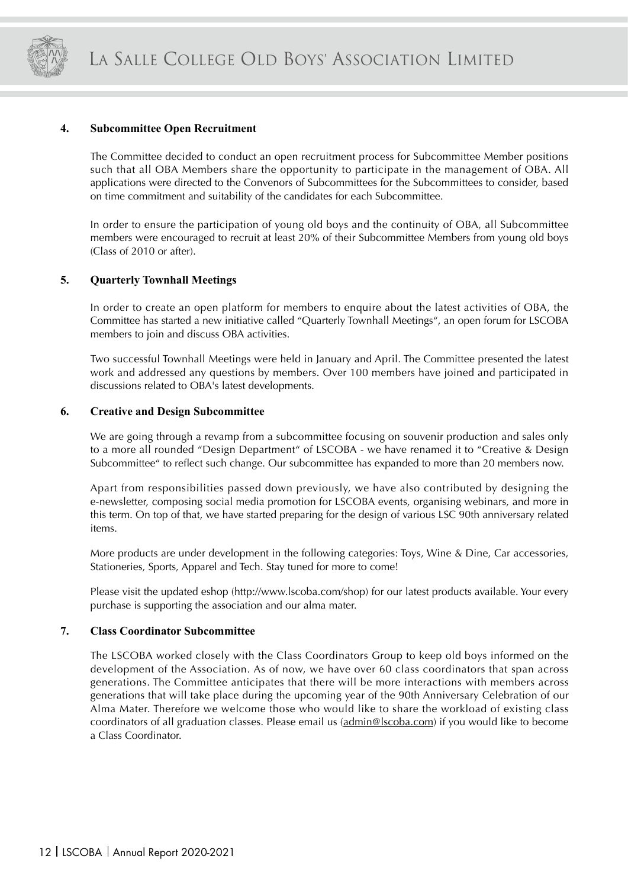### 4. Subcommittee Open Recruitment

The Committee decided to conduct an open recruitment process for Subcommittee Member positions such that all OBA Members share the opportunity to participate in the management of OBA. All applications were directed to the Convenors of Subcommittees for the Subcommittees to consider, based on time commitment and suitability of the candidates for each Subcommittee.

In order to ensure the participation of young old boys and the continuity of OBA, all Subcommittee members were encouraged to recruit at least 20% of their Subcommittee Members from young old boys (Class of 2010 or after).

### 5. Quarterly Townhall Meetings

In order to create an open platform for members to enquire about the latest activities of OBA, the Committee has started a new initiative called "Quarterly Townhall Meetings", an open forum for LSCOBA members to join and discuss OBA activities.

Two successful Townhall Meetings were held in January and April. The Committee presented the latest work and addressed any questions by members. Over 100 members have joined and participated in discussions related to OBA's latest developments.

### 6. Creative and Design Subcommittee

We are going through a revamp from a subcommittee focusing on souvenir production and sales only to a more all rounded "Design Department" of LSCOBA - we have renamed it to "Creative & Design Subcommittee" to reflect such change. Our subcommittee has expanded to more than 20 members now.

Apart from responsibilities passed down previously, we have also contributed by designing the e-newsletter, composing social media promotion for LSCOBA events, organising webinars, and more in this term. On top of that, we have started preparing for the design of various LSC 90th anniversary related items.

More products are under development in the following categories: Toys, Wine & Dine, Car accessories, Stationeries, Sports, Apparel and Tech. Stay tuned for more to come!

Please visit the updated eshop (http://www.lscoba.com/shop) for our latest products available. Your every purchase is supporting the association and our alma mater.

### 7. Class Coordinator Subcommittee

The LSCOBA worked closely with the Class Coordinators Group to keep old boys informed on the development of the Association. As of now, we have over 60 class coordinators that span across generations. The Committee anticipates that there will be more interactions with members across generations that will take place during the upcoming year of the 90th Anniversary Celebration of our Alma Mater. Therefore we welcome those who would like to share the workload of existing class coordinators of all graduation classes. Please email us (admin@lscoba.com) if you would like to become a Class Coordinator.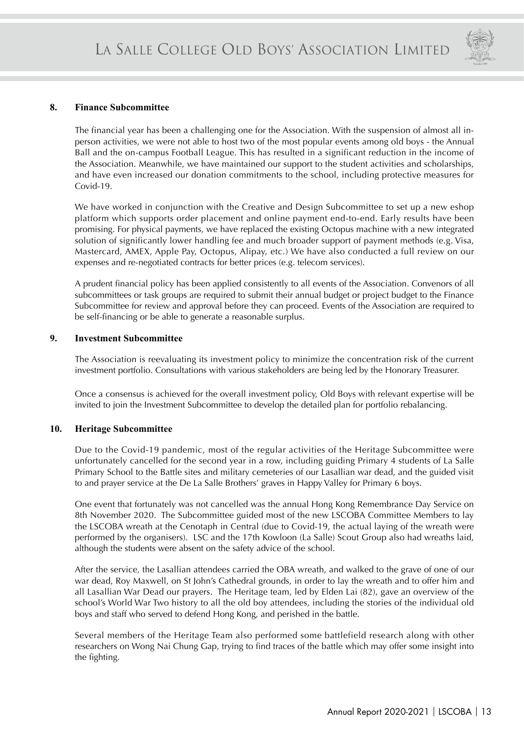## 8. Finance Subcommittee

The financial year has been a challenging one for the Association. With the suspension of almost all in-person activities, we were not able to host two of the most popular events among old boys - the Annual Ball and the on-campus Football League. This has resulted in a significant reduction in the income of the Association. Meanwhile, we have maintained our support to the student activities and scholarships, and have even increased our donation commitments to the school, including protective measures for Covid-19.

We have worked in conjunction with the Creative and Design Subcommittee to set up a new eshop platform which supports order placement and online payment end-to-end. Early results have been promising. For physical payments, we have replaced the existing Octopus machine with a new integrated solution of significantly lower handling fee and much broader support of payment methods (e.g. Visa, Mastercard, AMEX, Apple Pay, Octopus, Alipay, etc.) We have also conducted a full review on our expenses and re-negotiated contracts for better prices (e.g. telecom services).

A prudent financial policy has been applied consistently to all events of the Association. Convenors of all subcommittees or task groups are required to submit their annual budget or project budget to the Finance Subcommittee for review and approval before they can proceed. Events of the Association are required to be self-financing or be able to generate a reasonable surplus.

## 9. Investment Subcommittee

The Association is reevaluating its investment policy to minimize the concentration risk of the current investment portfolio. Consultations with various stakeholders are being led by the Honorary Treasurer.

Once a consensus is achieved for the overall investment policy, Old Boys with relevant expertise will be invited to join the Investment Subcommittee to develop the detailed plan for portfolio rebalancing.

## 10. Heritage Subcommittee

Due to the Covid-19 pandemic, most of the regular activities of the Heritage Subcommittee were unfortunately cancelled for the second year in a row, including guiding Primary 4 students of La Salle Primary School to the Battle sites and military cemeteries of our Lasallian war dead, and the guided visit to and prayer service at the De La Salle Brothers' graves in Happy Valley for Primary 6 boys.

One event that fortunately was not cancelled was the annual Hong Kong Remembrance Day Service on 8th November 2020. The Subcommittee guided most of the new LSCOBA Committee Members to lay the LSCOBA wreath at the Cenotaph in Central (due to Covid-19, the actual laying of the wreath were performed by the organisers). LSC and the 17th Kowloon (La Salle) Scout Group also had wreaths laid, although the students were absent on the safety advice of the school.

After the service, the Lasallian attendees carried the OBA wreath, and walked to the grave of one of our war dead, Roy Maxwell, on St John's Cathedral grounds, in order to lay the wreath and to offer him and all Lasallian War Dead our prayers. The Heritage team, led by Elden Lai (82), gave an overview of the school's World War Two history to all the old boy attendees, including the stories of the individual old boys and staff who served to defend Hong Kong, and perished in the battle.

Several members of the Heritage Team also performed some battlefield research along with other researchers on Wong Nai Chung Gap, trying to find traces of the battle which may offer some insight into the fighting.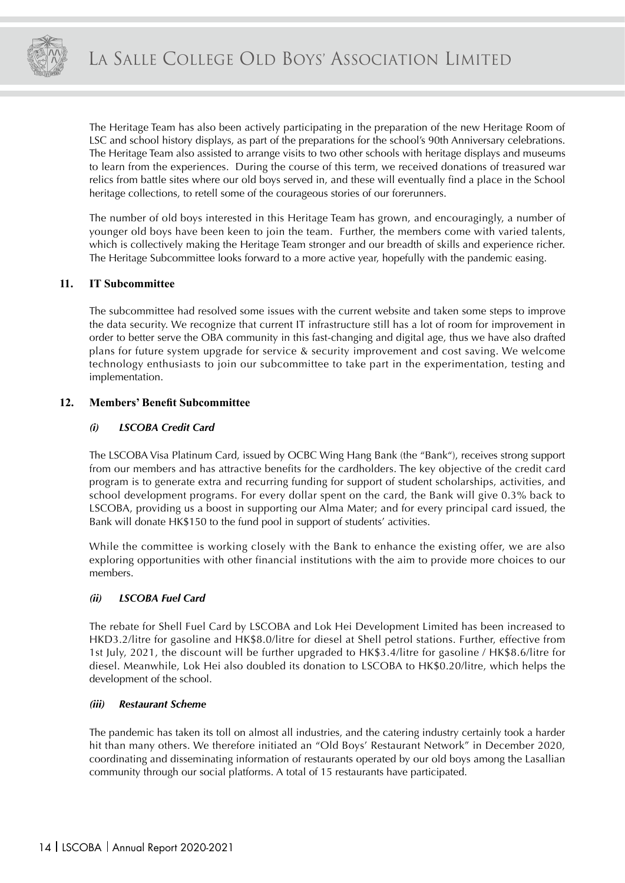The Heritage Team has also been actively participating in the preparation of the new Heritage Room of LSC and school history displays, as part of the preparations for the school's 90th Anniversary celebrations. The Heritage Team also assisted to arrange visits to two other schools with heritage displays and museums to learn from the experiences. During the course of this term, we received donations of treasured war relics from battle sites where our old boys served in, and these will eventually find a place in the School heritage collections, to retell some of the courageous stories of our forerunners.

The number of old boys interested in this Heritage Team has grown, and encouragingly, a number of younger old boys have been keen to join the team. Further, the members come with varied talents, which is collectively making the Heritage Team stronger and our breadth of skills and experience richer. The Heritage Subcommittee looks forward to a more active year, hopefully with the pandemic easing.

## 11. IT Subcommittee

The subcommittee had resolved some issues with the current website and taken some steps to improve the data security. We recognize that current IT infrastructure still has a lot of room for improvement in order to better serve the OBA community in this fast-changing and digital age, thus we have also drafted plans for future system upgrade for service & security improvement and cost saving. We welcome technology enthusiasts to join our subcommittee to take part in the experimentation, testing and implementation.

## 12. Members' Benefit Subcommittee

### *(i) LSCOBA Credit Card*

The LSCOBA Visa Platinum Card, issued by OCBC Wing Hang Bank (the "Bank"), receives strong support from our members and has attractive benefits for the cardholders. The key objective of the credit card program is to generate extra and recurring funding for support of student scholarships, activities, and school development programs. For every dollar spent on the card, the Bank will give 0.3% back to LSCOBA, providing us a boost in supporting our Alma Mater; and for every principal card issued, the Bank will donate HK$150 to the fund pool in support of students' activities.

While the committee is working closely with the Bank to enhance the existing offer, we are also exploring opportunities with other financial institutions with the aim to provide more choices to our members.

### *(ii) LSCOBA Fuel Card*

The rebate for Shell Fuel Card by LSCOBA and Lok Hei Development Limited has been increased to HKD3.2/litre for gasoline and HK$8.0/litre for diesel at Shell petrol stations. Further, effective from 1st July, 2021, the discount will be further upgraded to HK$3.4/litre for gasoline / HK$8.6/litre for diesel. Meanwhile, Lok Hei also doubled its donation to LSCOBA to HK$0.20/litre, which helps the development of the school.

### *(iii) Restaurant Scheme*

The pandemic has taken its toll on almost all industries, and the catering industry certainly took a harder hit than many others. We therefore initiated an "Old Boys' Restaurant Network" in December 2020, coordinating and disseminating information of restaurants operated by our old boys among the Lasallian community through our social platforms. A total of 15 restaurants have participated.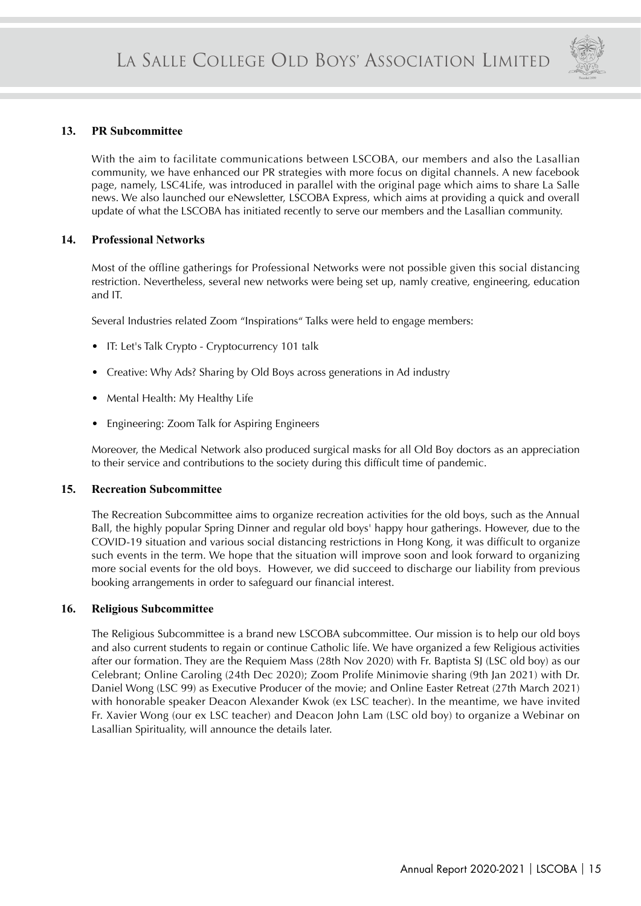## 13. PR Subcommittee

With the aim to facilitate communications between LSCOBA, our members and also the Lasallian community, we have enhanced our PR strategies with more focus on digital channels. A new facebook page, namely, LSC4Life, was introduced in parallel with the original page which aims to share La Salle news. We also launched our eNewsletter, LSCOBA Express, which aims at providing a quick and overall update of what the LSCOBA has initiated recently to serve our members and the Lasallian community.

## 14. Professional Networks

Most of the offline gatherings for Professional Networks were not possible given this social distancing restriction. Nevertheless, several new networks were being set up, namly creative, engineering, education and IT.

Several Industries related Zoom "Inspirations" Talks were held to engage members:

- IT: Let's Talk Crypto - Cryptocurrency 101 talk
- Creative: Why Ads? Sharing by Old Boys across generations in Ad industry
- Mental Health: My Healthy Life
- Engineering: Zoom Talk for Aspiring Engineers

Moreover, the Medical Network also produced surgical masks for all Old Boy doctors as an appreciation to their service and contributions to the society during this difficult time of pandemic.

## 15. Recreation Subcommittee

The Recreation Subcommittee aims to organize recreation activities for the old boys, such as the Annual Ball, the highly popular Spring Dinner and regular old boys' happy hour gatherings. However, due to the COVID-19 situation and various social distancing restrictions in Hong Kong, it was difficult to organize such events in the term. We hope that the situation will improve soon and look forward to organizing more social events for the old boys. However, we did succeed to discharge our liability from previous booking arrangements in order to safeguard our financial interest.

## 16. Religious Subcommittee

The Religious Subcommittee is a brand new LSCOBA subcommittee. Our mission is to help our old boys and also current students to regain or continue Catholic life. We have organized a few Religious activities after our formation. They are the Requiem Mass (28th Nov 2020) with Fr. Baptista SJ (LSC old boy) as our Celebrant; Online Caroling (24th Dec 2020); Zoom Prolife Minimovie sharing (9th Jan 2021) with Dr. Daniel Wong (LSC 99) as Executive Producer of the movie; and Online Easter Retreat (27th March 2021) with honorable speaker Deacon Alexander Kwok (ex LSC teacher). In the meantime, we have invited Fr. Xavier Wong (our ex LSC teacher) and Deacon John Lam (LSC old boy) to organize a Webinar on Lasallian Spirituality, will announce the details later.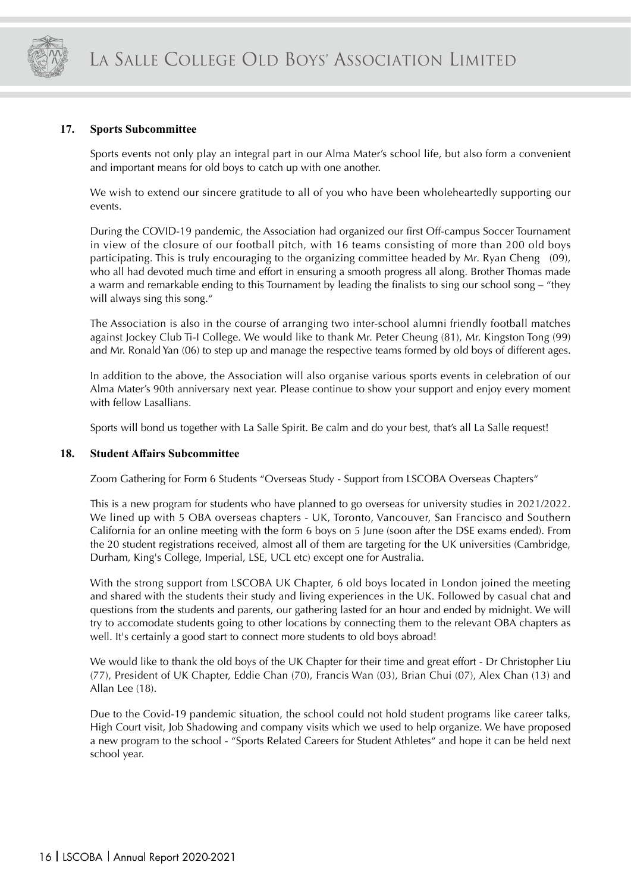## 17. Sports Subcommittee

Sports events not only play an integral part in our Alma Mater's school life, but also form a convenient and important means for old boys to catch up with one another.

We wish to extend our sincere gratitude to all of you who have been wholeheartedly supporting our events.

During the COVID-19 pandemic, the Association had organized our first Off-campus Soccer Tournament in view of the closure of our football pitch, with 16 teams consisting of more than 200 old boys participating. This is truly encouraging to the organizing committee headed by Mr. Ryan Cheng (09), who all had devoted much time and effort in ensuring a smooth progress all along. Brother Thomas made a warm and remarkable ending to this Tournament by leading the finalists to sing our school song – "they will always sing this song."

The Association is also in the course of arranging two inter-school alumni friendly football matches against Jockey Club Ti-I College. We would like to thank Mr. Peter Cheung (81), Mr. Kingston Tong (99) and Mr. Ronald Yan (06) to step up and manage the respective teams formed by old boys of different ages.

In addition to the above, the Association will also organise various sports events in celebration of our Alma Mater's 90th anniversary next year. Please continue to show your support and enjoy every moment with fellow Lasallians.

Sports will bond us together with La Salle Spirit. Be calm and do your best, that's all La Salle request!

## 18. Student Affairs Subcommittee

Zoom Gathering for Form 6 Students "Overseas Study - Support from LSCOBA Overseas Chapters"

This is a new program for students who have planned to go overseas for university studies in 2021/2022. We lined up with 5 OBA overseas chapters - UK, Toronto, Vancouver, San Francisco and Southern California for an online meeting with the form 6 boys on 5 June (soon after the DSE exams ended). From the 20 student registrations received, almost all of them are targeting for the UK universities (Cambridge, Durham, King's College, Imperial, LSE, UCL etc) except one for Australia.

With the strong support from LSCOBA UK Chapter, 6 old boys located in London joined the meeting and shared with the students their study and living experiences in the UK. Followed by casual chat and questions from the students and parents, our gathering lasted for an hour and ended by midnight. We will try to accomodate students going to other locations by connecting them to the relevant OBA chapters as well. It's certainly a good start to connect more students to old boys abroad!

We would like to thank the old boys of the UK Chapter for their time and great effort - Dr Christopher Liu (77), President of UK Chapter, Eddie Chan (70), Francis Wan (03), Brian Chui (07), Alex Chan (13) and Allan Lee (18).

Due to the Covid-19 pandemic situation, the school could not hold student programs like career talks, High Court visit, Job Shadowing and company visits which we used to help organize. We have proposed a new program to the school - "Sports Related Careers for Student Athletes" and hope it can be held next school year.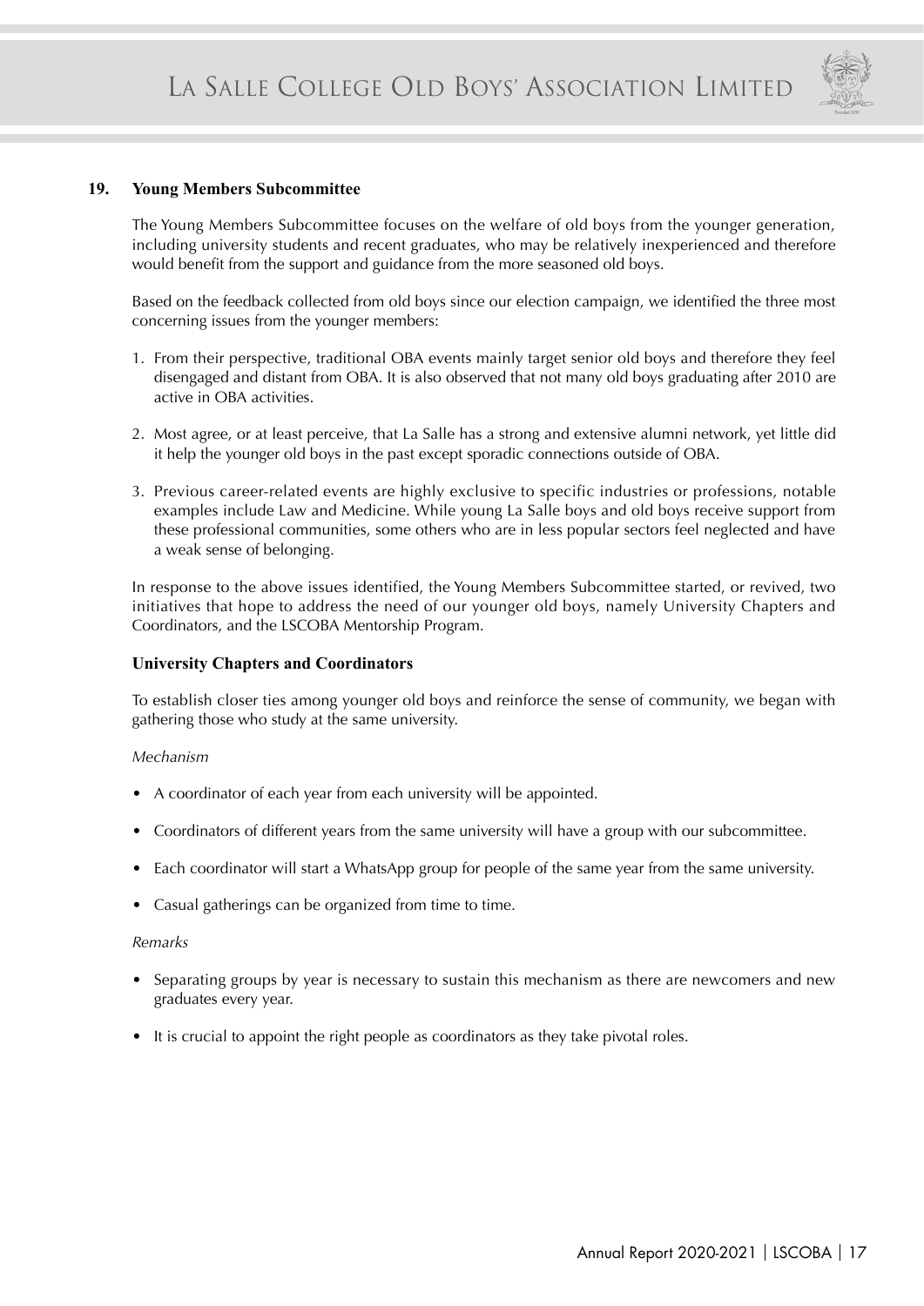## 19. Young Members Subcommittee

The Young Members Subcommittee focuses on the welfare of old boys from the younger generation, including university students and recent graduates, who may be relatively inexperienced and therefore would benefit from the support and guidance from the more seasoned old boys.

Based on the feedback collected from old boys since our election campaign, we identified the three most concerning issues from the younger members:

1. From their perspective, traditional OBA events mainly target senior old boys and therefore they feel disengaged and distant from OBA. It is also observed that not many old boys graduating after 2010 are active in OBA activities.
2. Most agree, or at least perceive, that La Salle has a strong and extensive alumni network, yet little did it help the younger old boys in the past except sporadic connections outside of OBA.
3. Previous career-related events are highly exclusive to specific industries or professions, notable examples include Law and Medicine. While young La Salle boys and old boys receive support from these professional communities, some others who are in less popular sectors feel neglected and have a weak sense of belonging.

In response to the above issues identified, the Young Members Subcommittee started, or revived, two initiatives that hope to address the need of our younger old boys, namely University Chapters and Coordinators, and the LSCOBA Mentorship Program.

### University Chapters and Coordinators

To establish closer ties among younger old boys and reinforce the sense of community, we began with gathering those who study at the same university.

*Mechanism*

- A coordinator of each year from each university will be appointed.
- Coordinators of different years from the same university will have a group with our subcommittee.
- Each coordinator will start a WhatsApp group for people of the same year from the same university.
- Casual gatherings can be organized from time to time.

*Remarks*

- Separating groups by year is necessary to sustain this mechanism as there are newcomers and new graduates every year.
- It is crucial to appoint the right people as coordinators as they take pivotal roles.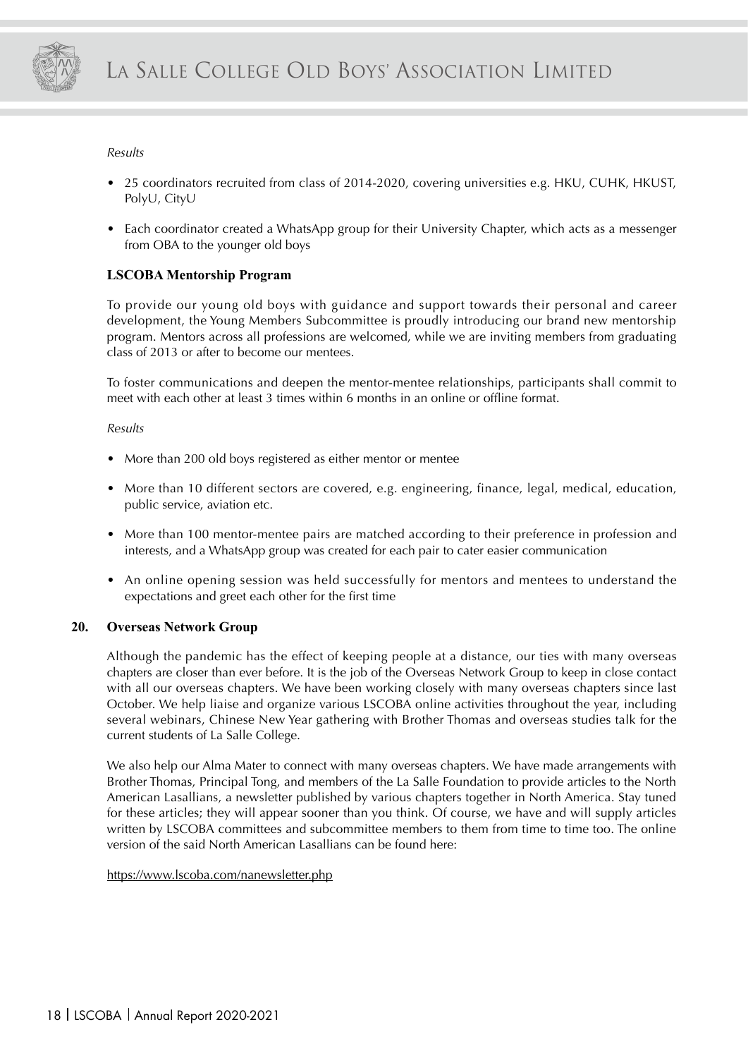*Results*

- 25 coordinators recruited from class of 2014-2020, covering universities e.g. HKU, CUHK, HKUST, PolyU, CityU
- Each coordinator created a WhatsApp group for their University Chapter, which acts as a messenger from OBA to the younger old boys

### LSCOBA Mentorship Program

To provide our young old boys with guidance and support towards their personal and career development, the Young Members Subcommittee is proudly introducing our brand new mentorship program. Mentors across all professions are welcomed, while we are inviting members from graduating class of 2013 or after to become our mentees.

To foster communications and deepen the mentor-mentee relationships, participants shall commit to meet with each other at least 3 times within 6 months in an online or offline format.

*Results*

- More than 200 old boys registered as either mentor or mentee
- More than 10 different sectors are covered, e.g. engineering, finance, legal, medical, education, public service, aviation etc.
- More than 100 mentor-mentee pairs are matched according to their preference in profession and interests, and a WhatsApp group was created for each pair to cater easier communication
- An online opening session was held successfully for mentors and mentees to understand the expectations and greet each other for the first time

## 20. Overseas Network Group

Although the pandemic has the effect of keeping people at a distance, our ties with many overseas chapters are closer than ever before. It is the job of the Overseas Network Group to keep in close contact with all our overseas chapters. We have been working closely with many overseas chapters since last October. We help liaise and organize various LSCOBA online activities throughout the year, including several webinars, Chinese New Year gathering with Brother Thomas and overseas studies talk for the current students of La Salle College.

We also help our Alma Mater to connect with many overseas chapters. We have made arrangements with Brother Thomas, Principal Tong, and members of the La Salle Foundation to provide articles to the North American Lasallians, a newsletter published by various chapters together in North America. Stay tuned for these articles; they will appear sooner than you think. Of course, we have and will supply articles written by LSCOBA committees and subcommittee members to them from time to time too. The online version of the said North American Lasallians can be found here:

https://www.lscoba.com/nanewsletter.php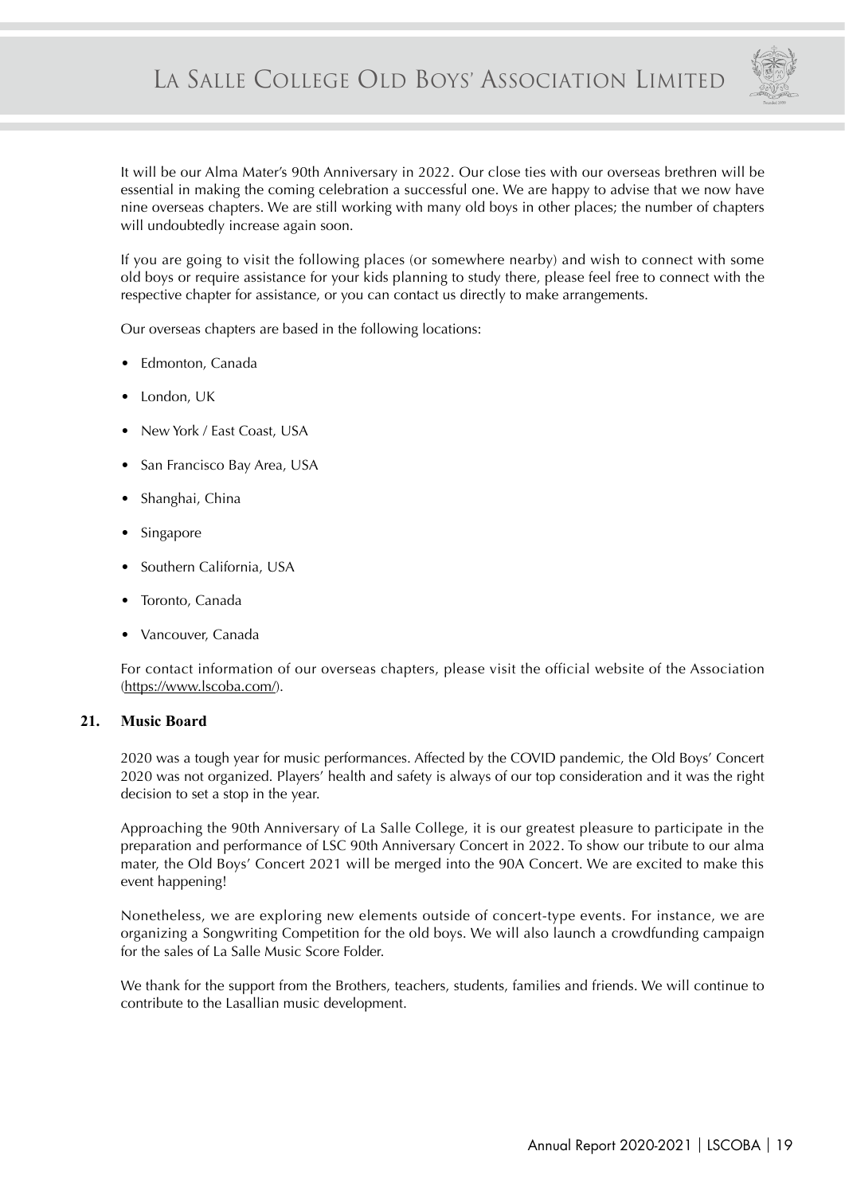It will be our Alma Mater's 90th Anniversary in 2022. Our close ties with our overseas brethren will be essential in making the coming celebration a successful one. We are happy to advise that we now have nine overseas chapters. We are still working with many old boys in other places; the number of chapters will undoubtedly increase again soon.

If you are going to visit the following places (or somewhere nearby) and wish to connect with some old boys or require assistance for your kids planning to study there, please feel free to connect with the respective chapter for assistance, or you can contact us directly to make arrangements.

Our overseas chapters are based in the following locations:

- Edmonton, Canada
- London, UK
- New York / East Coast, USA
- San Francisco Bay Area, USA
- Shanghai, China
- Singapore
- Southern California, USA
- Toronto, Canada
- Vancouver, Canada

For contact information of our overseas chapters, please visit the official website of the Association (https://www.lscoba.com/).

## 21. Music Board

2020 was a tough year for music performances. Affected by the COVID pandemic, the Old Boys' Concert 2020 was not organized. Players' health and safety is always of our top consideration and it was the right decision to set a stop in the year.

Approaching the 90th Anniversary of La Salle College, it is our greatest pleasure to participate in the preparation and performance of LSC 90th Anniversary Concert in 2022. To show our tribute to our alma mater, the Old Boys' Concert 2021 will be merged into the 90A Concert. We are excited to make this event happening!

Nonetheless, we are exploring new elements outside of concert-type events. For instance, we are organizing a Songwriting Competition for the old boys. We will also launch a crowdfunding campaign for the sales of La Salle Music Score Folder.

We thank for the support from the Brothers, teachers, students, families and friends. We will continue to contribute to the Lasallian music development.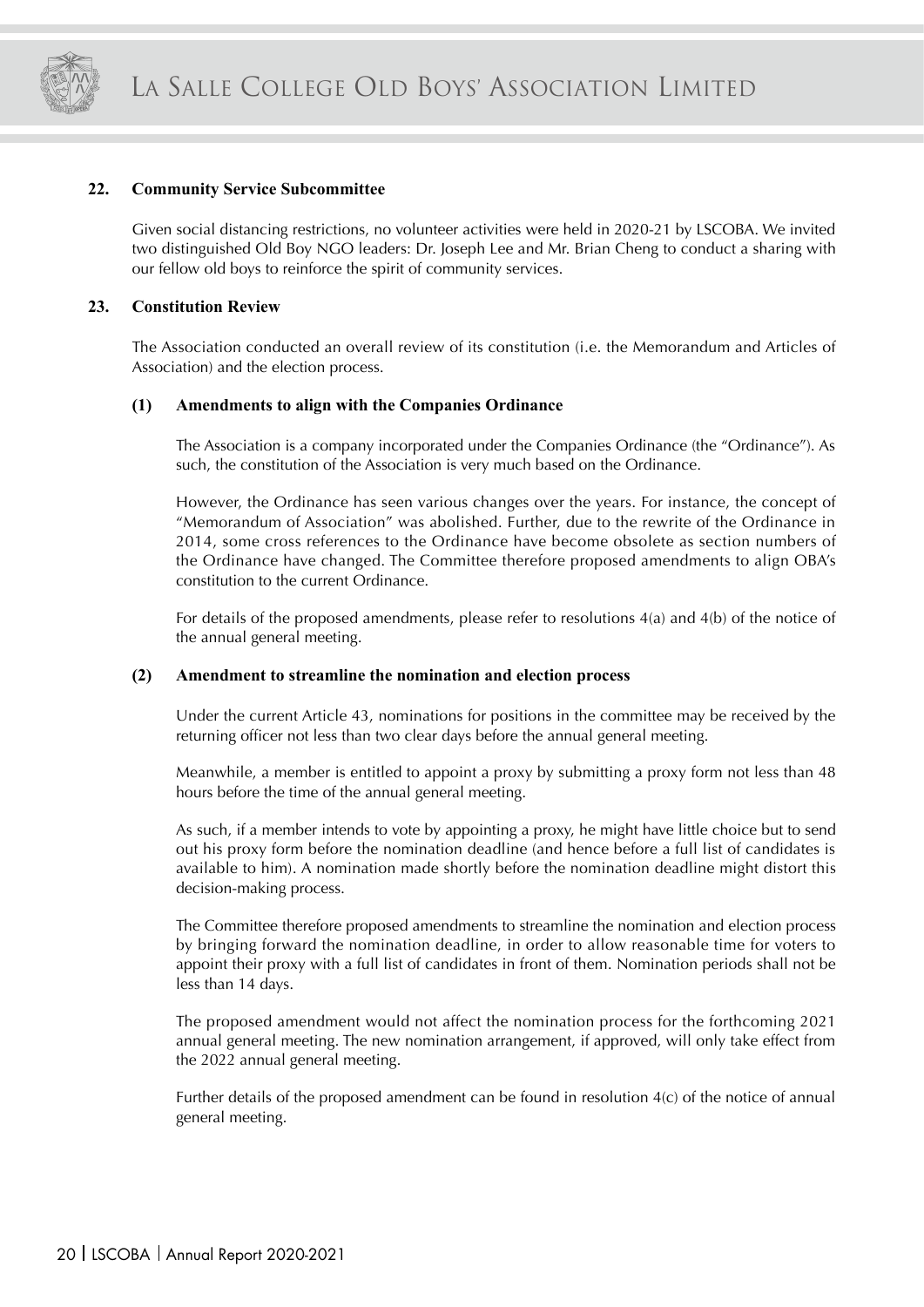## 22. Community Service Subcommittee

Given social distancing restrictions, no volunteer activities were held in 2020-21 by LSCOBA. We invited two distinguished Old Boy NGO leaders: Dr. Joseph Lee and Mr. Brian Cheng to conduct a sharing with our fellow old boys to reinforce the spirit of community services.

## 23. Constitution Review

The Association conducted an overall review of its constitution (i.e. the Memorandum and Articles of Association) and the election process.

### (1) Amendments to align with the Companies Ordinance

The Association is a company incorporated under the Companies Ordinance (the "Ordinance"). As such, the constitution of the Association is very much based on the Ordinance.

However, the Ordinance has seen various changes over the years. For instance, the concept of "Memorandum of Association" was abolished. Further, due to the rewrite of the Ordinance in 2014, some cross references to the Ordinance have become obsolete as section numbers of the Ordinance have changed. The Committee therefore proposed amendments to align OBA's constitution to the current Ordinance.

For details of the proposed amendments, please refer to resolutions 4(a) and 4(b) of the notice of the annual general meeting.

### (2) Amendment to streamline the nomination and election process

Under the current Article 43, nominations for positions in the committee may be received by the returning officer not less than two clear days before the annual general meeting.

Meanwhile, a member is entitled to appoint a proxy by submitting a proxy form not less than 48 hours before the time of the annual general meeting.

As such, if a member intends to vote by appointing a proxy, he might have little choice but to send out his proxy form before the nomination deadline (and hence before a full list of candidates is available to him). A nomination made shortly before the nomination deadline might distort this decision-making process.

The Committee therefore proposed amendments to streamline the nomination and election process by bringing forward the nomination deadline, in order to allow reasonable time for voters to appoint their proxy with a full list of candidates in front of them. Nomination periods shall not be less than 14 days.

The proposed amendment would not affect the nomination process for the forthcoming 2021 annual general meeting. The new nomination arrangement, if approved, will only take effect from the 2022 annual general meeting.

Further details of the proposed amendment can be found in resolution 4(c) of the notice of annual general meeting.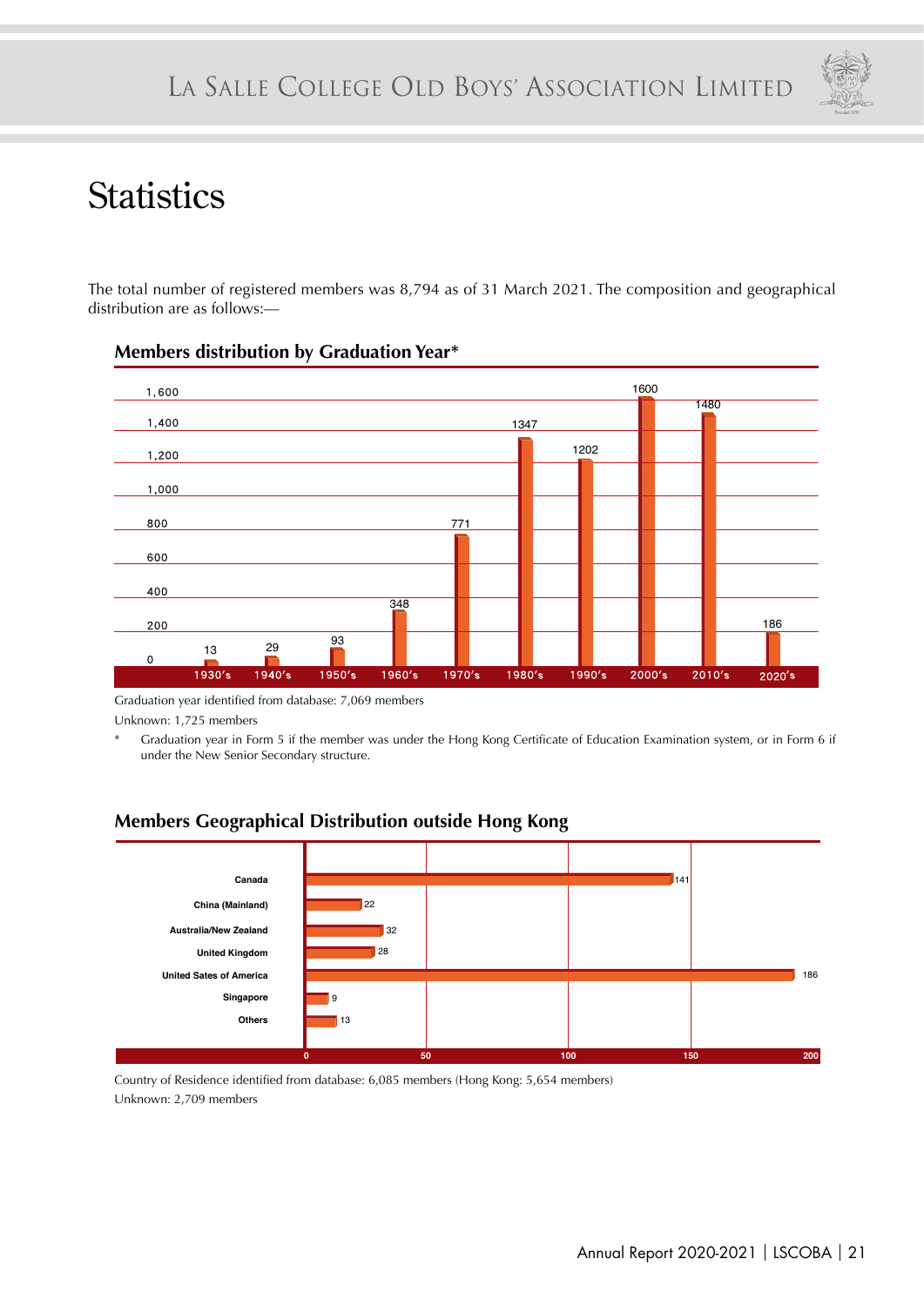# Statistics

The total number of registered members was 8,794 as of 31 March 2021. The composition and geographical distribution are as follows:—

## Members distribution by Graduation Year*

| Graduation Year | Members |
|---|---|
| 1930's | 13 |
| 1940's | 29 |
| 1950's | 93 |
| 1960's | 348 |
| 1970's | 771 |
| 1980's | 1347 |
| 1990's | 1202 |
| 2000's | 1600 |
| 2010's | 1480 |
| 2020's | 186 |

Graduation year identified from database: 7,069 members

Unknown: 1,725 members

\* Graduation year in Form 5 if the member was under the Hong Kong Certificate of Education Examination system, or in Form 6 if under the New Senior Secondary structure.

## Members Geographical Distribution outside Hong Kong

| Country | Members |
|---|---|
| Canada | 141 |
| China (Mainland) | 22 |
| Australia/New Zealand | 32 |
| United Kingdom | 28 |
| United Sates of America | 186 |
| Singapore | 9 |
| Others | 13 |

Country of Residence identified from database: 6,085 members (Hong Kong: 5,654 members)

Unknown: 2,709 members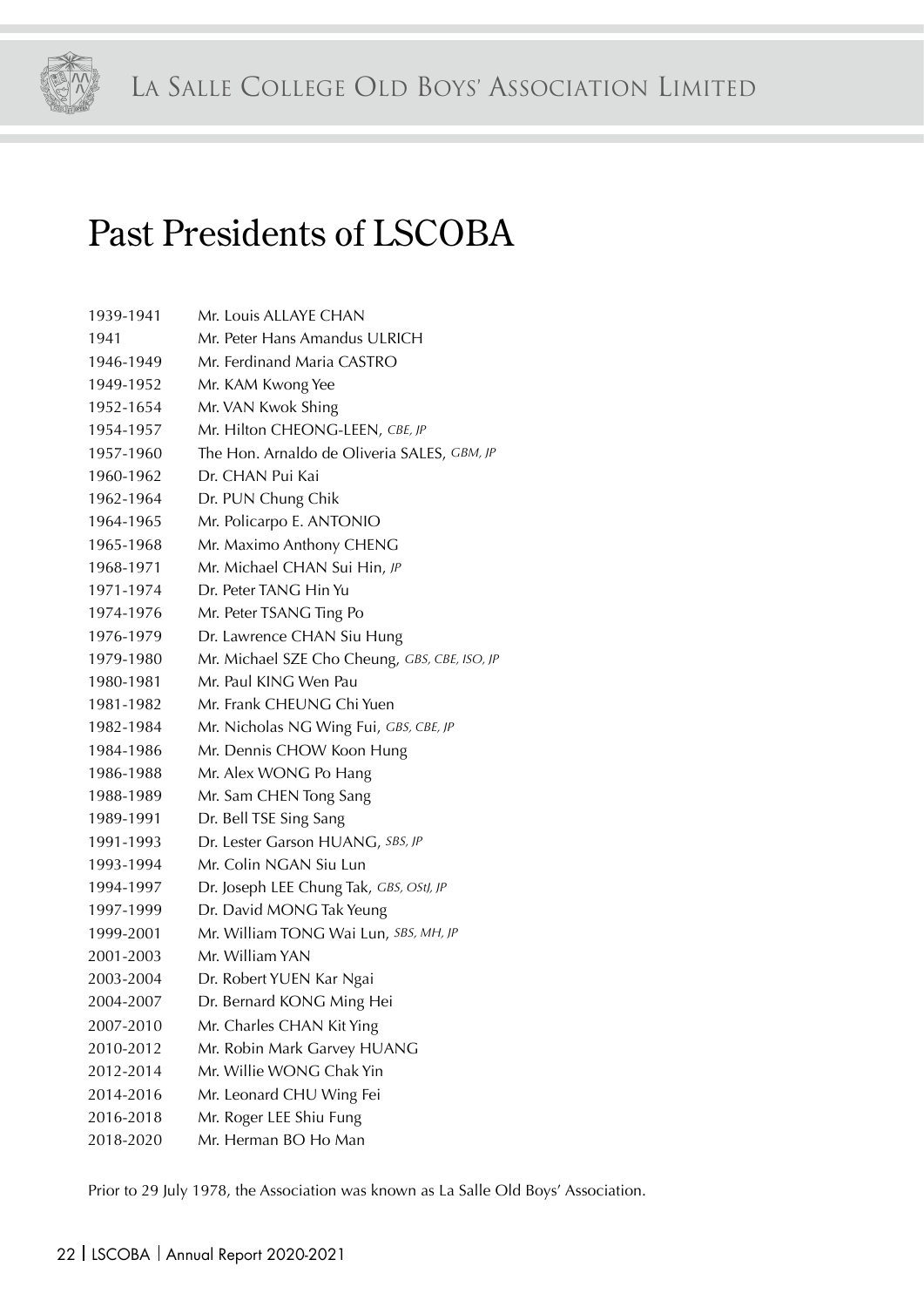# Past Presidents of LSCOBA

| | |
|---|---|
| 1939-1941 | Mr. Louis ALLAYE CHAN |
| 1941 | Mr. Peter Hans Amandus ULRICH |
| 1946-1949 | Mr. Ferdinand Maria CASTRO |
| 1949-1952 | Mr. KAM Kwong Yee |
| 1952-1654 | Mr. VAN Kwok Shing |
| 1954-1957 | Mr. Hilton CHEONG-LEEN, *CBE, JP* |
| 1957-1960 | The Hon. Arnaldo de Oliveria SALES, *GBM, JP* |
| 1960-1962 | Dr. CHAN Pui Kai |
| 1962-1964 | Dr. PUN Chung Chik |
| 1964-1965 | Mr. Policarpo E. ANTONIO |
| 1965-1968 | Mr. Maximo Anthony CHENG |
| 1968-1971 | Mr. Michael CHAN Sui Hin, *JP* |
| 1971-1974 | Dr. Peter TANG Hin Yu |
| 1974-1976 | Mr. Peter TSANG Ting Po |
| 1976-1979 | Dr. Lawrence CHAN Siu Hung |
| 1979-1980 | Mr. Michael SZE Cho Cheung, *GBS, CBE, ISO, JP* |
| 1980-1981 | Mr. Paul KING Wen Pau |
| 1981-1982 | Mr. Frank CHEUNG Chi Yuen |
| 1982-1984 | Mr. Nicholas NG Wing Fui, *GBS, CBE, JP* |
| 1984-1986 | Mr. Dennis CHOW Koon Hung |
| 1986-1988 | Mr. Alex WONG Po Hang |
| 1988-1989 | Mr. Sam CHEN Tong Sang |
| 1989-1991 | Dr. Bell TSE Sing Sang |
| 1991-1993 | Dr. Lester Garson HUANG, *SBS, JP* |
| 1993-1994 | Mr. Colin NGAN Siu Lun |
| 1994-1997 | Dr. Joseph LEE Chung Tak, *GBS, OStJ, JP* |
| 1997-1999 | Dr. David MONG Tak Yeung |
| 1999-2001 | Mr. William TONG Wai Lun, *SBS, MH, JP* |
| 2001-2003 | Mr. William YAN |
| 2003-2004 | Dr. Robert YUEN Kar Ngai |
| 2004-2007 | Dr. Bernard KONG Ming Hei |
| 2007-2010 | Mr. Charles CHAN Kit Ying |
| 2010-2012 | Mr. Robin Mark Garvey HUANG |
| 2012-2014 | Mr. Willie WONG Chak Yin |
| 2014-2016 | Mr. Leonard CHU Wing Fei |
| 2016-2018 | Mr. Roger LEE Shiu Fung |
| 2018-2020 | Mr. Herman BO Ho Man |

Prior to 29 July 1978, the Association was known as La Salle Old Boys' Association.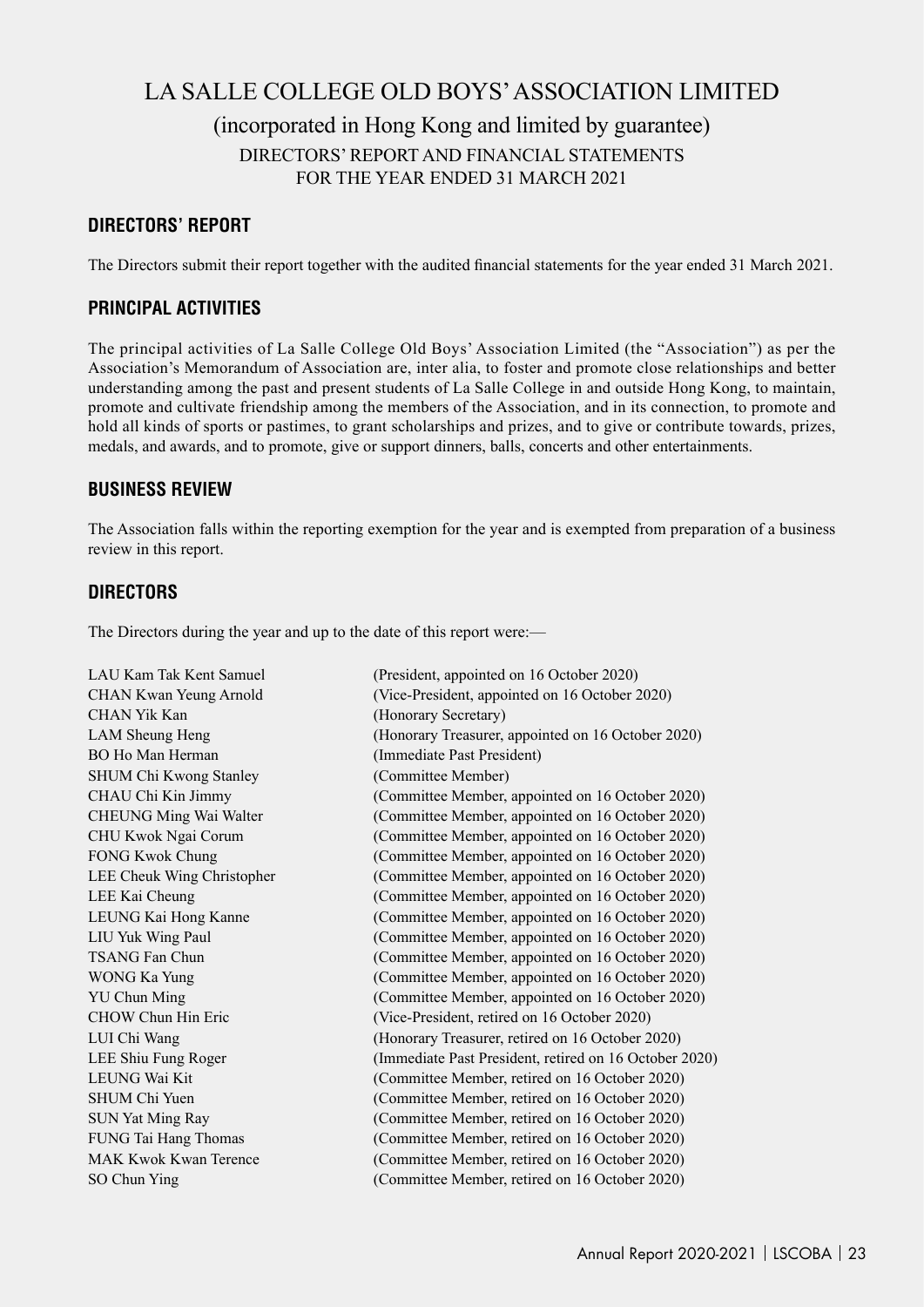# LA SALLE COLLEGE OLD BOYS' ASSOCIATION LIMITED

## (incorporated in Hong Kong and limited by guarantee)

### DIRECTORS' REPORT AND FINANCIAL STATEMENTS FOR THE YEAR ENDED 31 MARCH 2021

## DIRECTORS' REPORT

The Directors submit their report together with the audited financial statements for the year ended 31 March 2021.

## PRINCIPAL ACTIVITIES

The principal activities of La Salle College Old Boys' Association Limited (the "Association") as per the Association's Memorandum of Association are, inter alia, to foster and promote close relationships and better understanding among the past and present students of La Salle College in and outside Hong Kong, to maintain, promote and cultivate friendship among the members of the Association, and in its connection, to promote and hold all kinds of sports or pastimes, to grant scholarships and prizes, and to give or contribute towards, prizes, medals, and awards, and to promote, give or support dinners, balls, concerts and other entertainments.

## BUSINESS REVIEW

The Association falls within the reporting exemption for the year and is exempted from preparation of a business review in this report.

## DIRECTORS

The Directors during the year and up to the date of this report were:—

| | |
|---|---|
| LAU Kam Tak Kent Samuel | (President, appointed on 16 October 2020) |
| CHAN Kwan Yeung Arnold | (Vice-President, appointed on 16 October 2020) |
| CHAN Yik Kan | (Honorary Secretary) |
| LAM Sheung Heng | (Honorary Treasurer, appointed on 16 October 2020) |
| BO Ho Man Herman | (Immediate Past President) |
| SHUM Chi Kwong Stanley | (Committee Member) |
| CHAU Chi Kin Jimmy | (Committee Member, appointed on 16 October 2020) |
| CHEUNG Ming Wai Walter | (Committee Member, appointed on 16 October 2020) |
| CHU Kwok Ngai Corum | (Committee Member, appointed on 16 October 2020) |
| FONG Kwok Chung | (Committee Member, appointed on 16 October 2020) |
| LEE Cheuk Wing Christopher | (Committee Member, appointed on 16 October 2020) |
| LEE Kai Cheung | (Committee Member, appointed on 16 October 2020) |
| LEUNG Kai Hong Kanne | (Committee Member, appointed on 16 October 2020) |
| LIU Yuk Wing Paul | (Committee Member, appointed on 16 October 2020) |
| TSANG Fan Chun | (Committee Member, appointed on 16 October 2020) |
| WONG Ka Yung | (Committee Member, appointed on 16 October 2020) |
| YU Chun Ming | (Committee Member, appointed on 16 October 2020) |
| CHOW Chun Hin Eric | (Vice-President, retired on 16 October 2020) |
| LUI Chi Wang | (Honorary Treasurer, retired on 16 October 2020) |
| LEE Shiu Fung Roger | (Immediate Past President, retired on 16 October 2020) |
| LEUNG Wai Kit | (Committee Member, retired on 16 October 2020) |
| SHUM Chi Yuen | (Committee Member, retired on 16 October 2020) |
| SUN Yat Ming Ray | (Committee Member, retired on 16 October 2020) |
| FUNG Tai Hang Thomas | (Committee Member, retired on 16 October 2020) |
| MAK Kwok Kwan Terence | (Committee Member, retired on 16 October 2020) |
| SO Chun Ying | (Committee Member, retired on 16 October 2020) |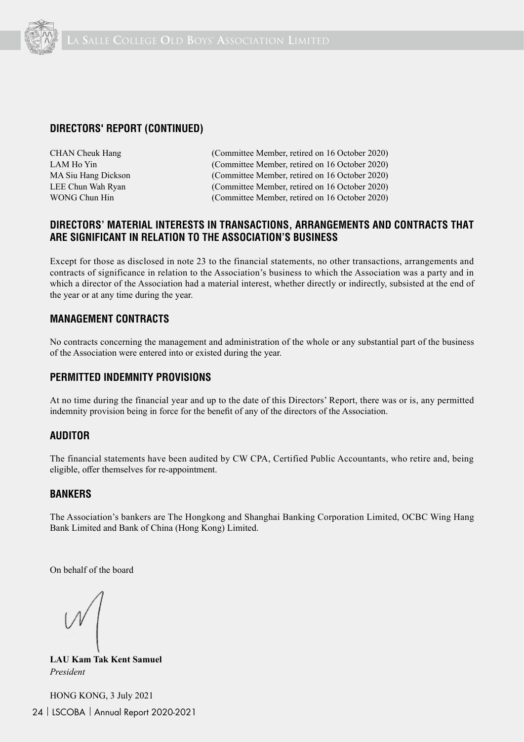## DIRECTORS' REPORT (CONTINUED)

| | |
|---|---|
| CHAN Cheuk Hang | (Committee Member, retired on 16 October 2020) |
| LAM Ho Yin | (Committee Member, retired on 16 October 2020) |
| MA Siu Hang Dickson | (Committee Member, retired on 16 October 2020) |
| LEE Chun Wah Ryan | (Committee Member, retired on 16 October 2020) |
| WONG Chun Hin | (Committee Member, retired on 16 October 2020) |

## DIRECTORS' MATERIAL INTERESTS IN TRANSACTIONS, ARRANGEMENTS AND CONTRACTS THAT ARE SIGNIFICANT IN RELATION TO THE ASSOCIATION'S BUSINESS

Except for those as disclosed in note 23 to the financial statements, no other transactions, arrangements and contracts of significance in relation to the Association's business to which the Association was a party and in which a director of the Association had a material interest, whether directly or indirectly, subsisted at the end of the year or at any time during the year.

## MANAGEMENT CONTRACTS

No contracts concerning the management and administration of the whole or any substantial part of the business of the Association were entered into or existed during the year.

## PERMITTED INDEMNITY PROVISIONS

At no time during the financial year and up to the date of this Directors' Report, there was or is, any permitted indemnity provision being in force for the benefit of any of the directors of the Association.

## AUDITOR

The financial statements have been audited by CW CPA, Certified Public Accountants, who retire and, being eligible, offer themselves for re-appointment.

## BANKERS

The Association's bankers are The Hongkong and Shanghai Banking Corporation Limited, OCBC Wing Hang Bank Limited and Bank of China (Hong Kong) Limited.

On behalf of the board

**LAU Kam Tak Kent Samuel**
*President*

HONG KONG, 3 July 2021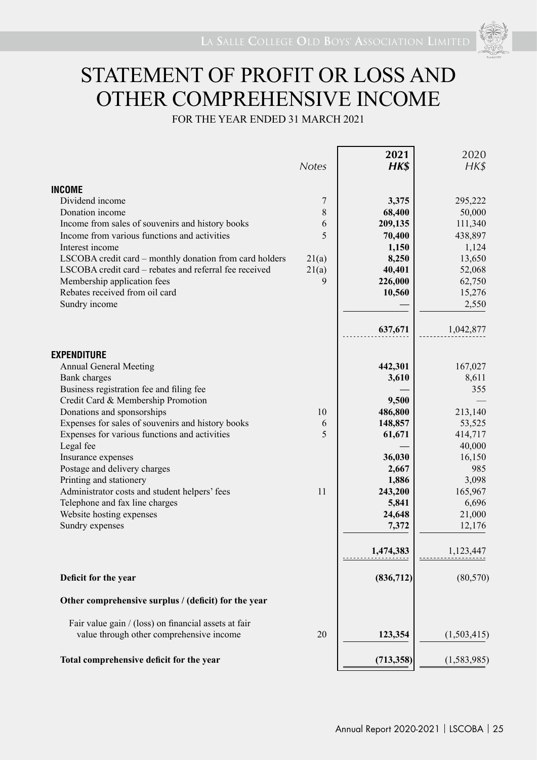# STATEMENT OF PROFIT OR LOSS AND OTHER COMPREHENSIVE INCOME

FOR THE YEAR ENDED 31 MARCH 2021

| | Notes | 2021 HK$ | 2020 HK$ |
|---|---|---|---|
| **INCOME** | | | |
| Dividend income | 7 | **3,375** | 295,222 |
| Donation income | 8 | **68,400** | 50,000 |
| Income from sales of souvenirs and history books | 6 | **209,135** | 111,340 |
| Income from various functions and activities | 5 | **70,400** | 438,897 |
| Interest income | | **1,150** | 1,124 |
| LSCOBA credit card – monthly donation from card holders | 21(a) | **8,250** | 13,650 |
| LSCOBA credit card – rebates and referral fee received | 21(a) | **40,401** | 52,068 |
| Membership application fees | 9 | **226,000** | 62,750 |
| Rebates received from oil card | | **10,560** | 15,276 |
| Sundry income | | **—** | 2,550 |
| | | **637,671** | 1,042,877 |
| **EXPENDITURE** | | | |
| Annual General Meeting | | **442,301** | 167,027 |
| Bank charges | | **3,610** | 8,611 |
| Business registration fee and filing fee | | **—** | 355 |
| Credit Card & Membership Promotion | | **9,500** | — |
| Donations and sponsorships | 10 | **486,800** | 213,140 |
| Expenses for sales of souvenirs and history books | 6 | **148,857** | 53,525 |
| Expenses for various functions and activities | 5 | **61,671** | 414,717 |
| Legal fee | | **—** | 40,000 |
| Insurance expenses | | **36,030** | 16,150 |
| Postage and delivery charges | | **2,667** | 985 |
| Printing and stationery | | **1,886** | 3,098 |
| Administrator costs and student helpers' fees | 11 | **243,200** | 165,967 |
| Telephone and fax line charges | | **5,841** | 6,696 |
| Website hosting expenses | | **24,648** | 21,000 |
| Sundry expenses | | **7,372** | 12,176 |
| | | **1,474,383** | 1,123,447 |
| **Deficit for the year** | | **(836,712)** | (80,570) |
| **Other comprehensive surplus / (deficit) for the year** | | | |
| Fair value gain / (loss) on financial assets at fair value through other comprehensive income | 20 | **123,354** | (1,503,415) |
| **Total comprehensive deficit for the year** | | **(713,358)** | (1,583,985) |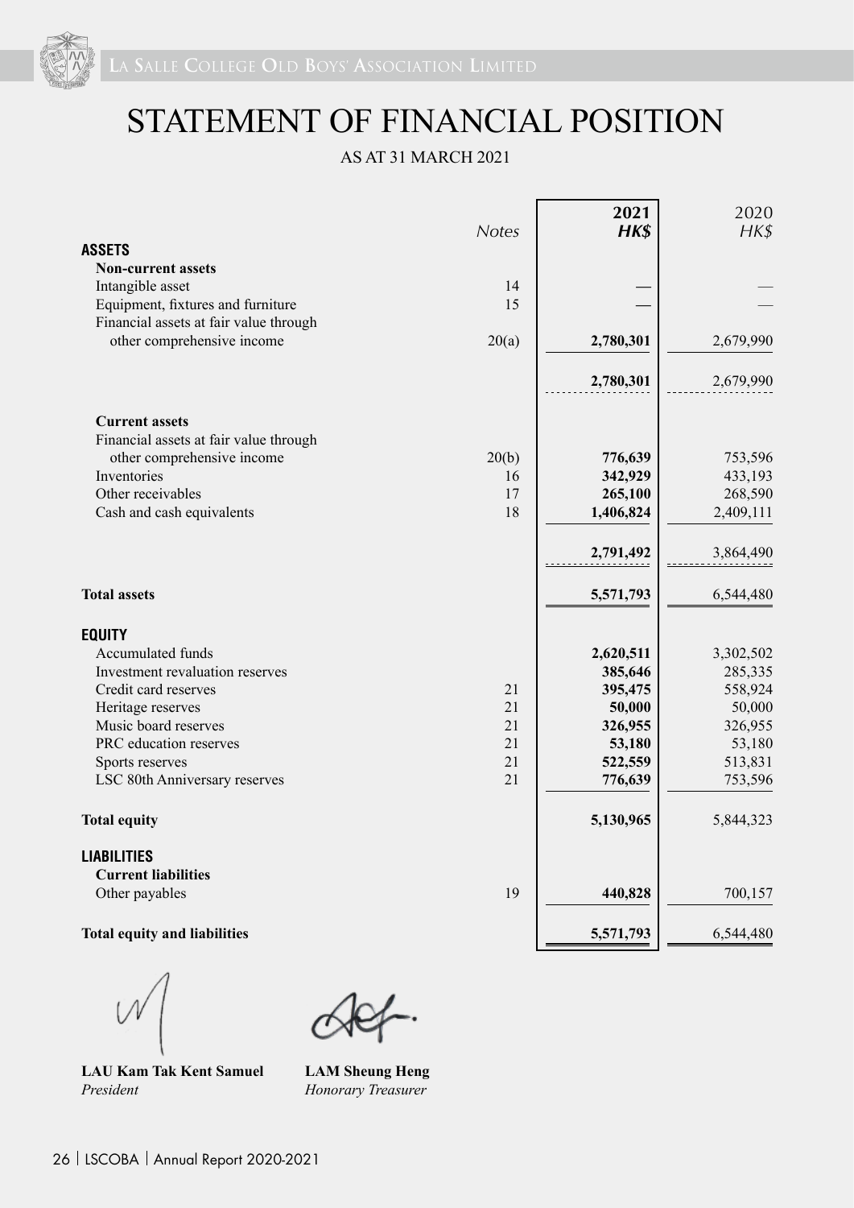# STATEMENT OF FINANCIAL POSITION

AS AT 31 MARCH 2021

| | Notes | 2021 HK$ | 2020 HK$ |
|---|---|---|---|
| **ASSETS** | | | |
| **Non-current assets** | | | |
| Intangible asset | 14 | — | — |
| Equipment, fixtures and furniture | 15 | — | — |
| Financial assets at fair value through other comprehensive income | 20(a) | **2,780,301** | 2,679,990 |
| | | **2,780,301** | 2,679,990 |
| **Current assets** | | | |
| Financial assets at fair value through other comprehensive income | 20(b) | **776,639** | 753,596 |
| Inventories | 16 | **342,929** | 433,193 |
| Other receivables | 17 | **265,100** | 268,590 |
| Cash and cash equivalents | 18 | **1,406,824** | 2,409,111 |
| | | **2,791,492** | 3,864,490 |
| **Total assets** | | **5,571,793** | 6,544,480 |
| **EQUITY** | | | |
| Accumulated funds | | **2,620,511** | 3,302,502 |
| Investment revaluation reserves | | **385,646** | 285,335 |
| Credit card reserves | 21 | **395,475** | 558,924 |
| Heritage reserves | 21 | **50,000** | 50,000 |
| Music board reserves | 21 | **326,955** | 326,955 |
| PRC education reserves | 21 | **53,180** | 53,180 |
| Sports reserves | 21 | **522,559** | 513,831 |
| LSC 80th Anniversary reserves | 21 | **776,639** | 753,596 |
| **Total equity** | | **5,130,965** | 5,844,323 |
| **LIABILITIES** | | | |
| **Current liabilities** | | | |
| Other payables | 19 | **440,828** | 700,157 |
| **Total equity and liabilities** | | **5,571,793** | 6,544,480 |

**LAU Kam Tak Kent Samuel**
*President*

**LAM Sheung Heng**
*Honorary Treasurer*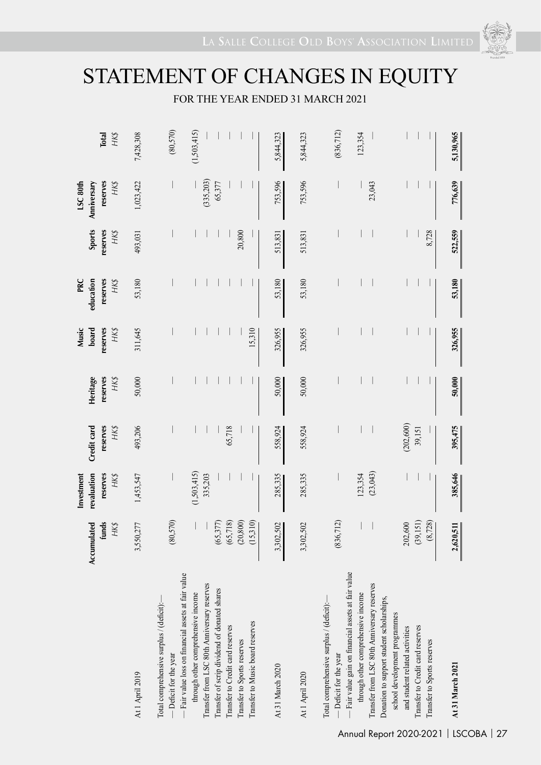# STATEMENT OF CHANGES IN EQUITY

FOR THE YEAR ENDED 31 MARCH 2021

| | Accumulated funds HK$ | Investment revaluation reserves HK$ | Credit card reserves HK$ | Heritage reserves HK$ | Music board reserves HK$ | PRC education reserves HK$ | Sports reserves HK$ | LSC 80th Anniversary reserves HK$ | Total HK$ |
|---|---|---|---|---|---|---|---|---|---|
| At 1 April 2019 | 3,550,277 | 1,453,547 | 493,206 | 50,000 | 311,645 | 53,180 | 493,031 | 1,023,422 | 7,428,308 |
| Total comprehensive surplus / (deficit):— | | | | | | | | | |
| — Deficit for the year | (80,570) | — | — | — | — | — | — | — | (80,570) |
| — Fair value loss on financial assets at fair value through other comprehensive income | — | (1,503,415) | — | — | — | — | — | — | (1,503,415) |
| Transfer from LSC 80th Anniversary reserves | — | 335,203 | — | — | — | — | — | (335,203) | — |
| Transfer of scrip dividend of donated shares | (65,377) | — | — | — | — | — | — | 65,377 | — |
| Transfer to Credit card reserves | (65,718) | — | 65,718 | — | — | — | — | — | — |
| Transfer to Sports reserves | (20,800) | — | — | — | — | — | 20,800 | — | — |
| Transfer to Music board reserves | (15,310) | — | — | — | 15,310 | — | — | — | — |
| At 31 March 2020 | 3,302,502 | 285,335 | 558,924 | 50,000 | 326,955 | 53,180 | 513,831 | 753,596 | 5,844,323 |
| At 1 April 2020 | 3,302,502 | 285,335 | 558,924 | 50,000 | 326,955 | 53,180 | 513,831 | 753,596 | 5,844,323 |
| Total comprehensive surplus / (deficit):— | | | | | | | | | |
| — Deficit for the year | (836,712) | — | — | — | — | — | — | — | (836,712) |
| — Fair value gain on financial assets at fair value through other comprehensive income | — | 123,354 | — | — | — | — | — | — | 123,354 |
| Transfer from LSC 80th Anniversary reserves | — | (23,043) | — | — | — | — | — | 23,043 | — |
| Donation to support student scholarships, school development programmes and student related activities | 202,600 | — | (202,600) | — | — | — | — | — | — |
| Transfer to Credit card reserves | (39,151) | — | 39,151 | — | — | — | — | — | — |
| Transfer to Sports reserves | (8,728) | — | — | — | — | — | 8,728 | — | — |
| **At 31 March 2021** | **2,620,511** | **385,646** | **395,475** | **50,000** | **326,955** | **53,180** | **522,559** | **776,639** | **5,130,965** |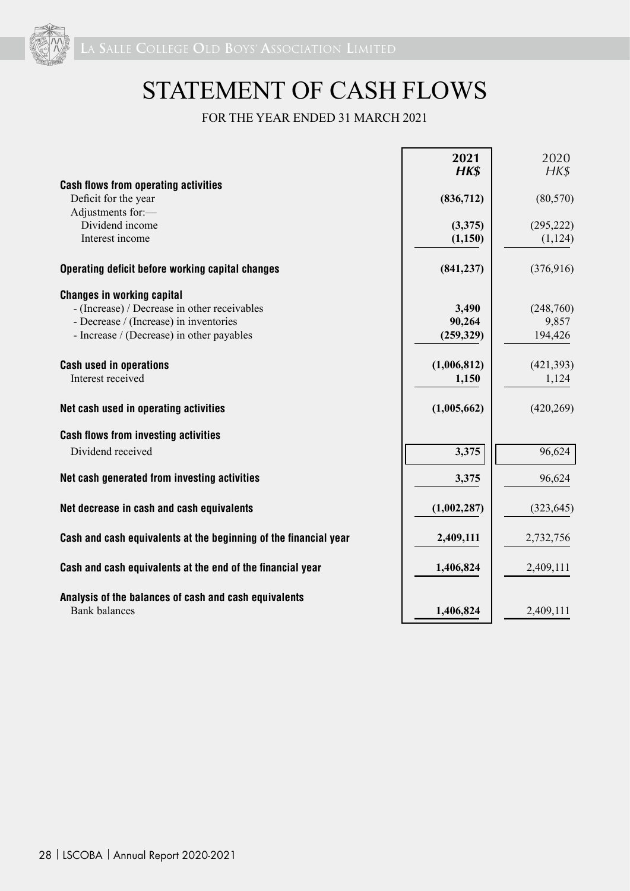# STATEMENT OF CASH FLOWS

FOR THE YEAR ENDED 31 MARCH 2021

| | 2021 HK$ | 2020 HK$ |
|---|---|---|
| **Cash flows from operating activities** | | |
| Deficit for the year | **(836,712)** | (80,570) |
| Adjustments for:— | | |
| Dividend income | **(3,375)** | (295,222) |
| Interest income | **(1,150)** | (1,124) |
| **Operating deficit before working capital changes** | **(841,237)** | (376,916) |
| **Changes in working capital** | | |
| - (Increase) / Decrease in other receivables | **3,490** | (248,760) |
| - Decrease / (Increase) in inventories | **90,264** | 9,857 |
| - Increase / (Decrease) in other payables | **(259,329)** | 194,426 |
| **Cash used in operations** | **(1,006,812)** | (421,393) |
| Interest received | **1,150** | 1,124 |
| **Net cash used in operating activities** | **(1,005,662)** | (420,269) |
| **Cash flows from investing activities** | | |
| Dividend received | **3,375** | 96,624 |
| **Net cash generated from investing activities** | **3,375** | 96,624 |
| **Net decrease in cash and cash equivalents** | **(1,002,287)** | (323,645) |
| **Cash and cash equivalents at the beginning of the financial year** | **2,409,111** | 2,732,756 |
| **Cash and cash equivalents at the end of the financial year** | **1,406,824** | 2,409,111 |
| **Analysis of the balances of cash and cash equivalents** | | |
| Bank balances | **1,406,824** | 2,409,111 |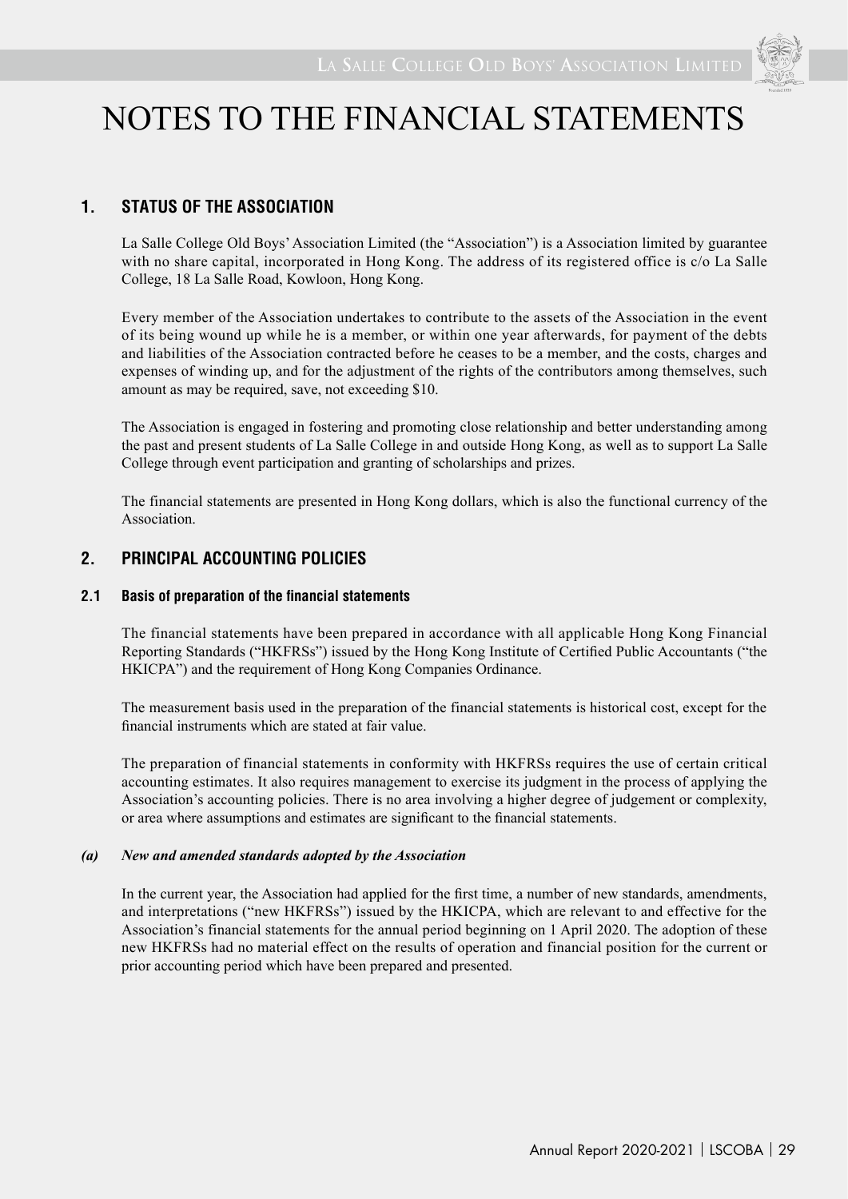# NOTES TO THE FINANCIAL STATEMENTS

## 1. STATUS OF THE ASSOCIATION

La Salle College Old Boys' Association Limited (the "Association") is a Association limited by guarantee with no share capital, incorporated in Hong Kong. The address of its registered office is c/o La Salle College, 18 La Salle Road, Kowloon, Hong Kong.

Every member of the Association undertakes to contribute to the assets of the Association in the event of its being wound up while he is a member, or within one year afterwards, for payment of the debts and liabilities of the Association contracted before he ceases to be a member, and the costs, charges and expenses of winding up, and for the adjustment of the rights of the contributors among themselves, such amount as may be required, save, not exceeding $10.

The Association is engaged in fostering and promoting close relationship and better understanding among the past and present students of La Salle College in and outside Hong Kong, as well as to support La Salle College through event participation and granting of scholarships and prizes.

The financial statements are presented in Hong Kong dollars, which is also the functional currency of the Association.

## 2. PRINCIPAL ACCOUNTING POLICIES

### 2.1 Basis of preparation of the financial statements

The financial statements have been prepared in accordance with all applicable Hong Kong Financial Reporting Standards ("HKFRSs") issued by the Hong Kong Institute of Certified Public Accountants ("the HKICPA") and the requirement of Hong Kong Companies Ordinance.

The measurement basis used in the preparation of the financial statements is historical cost, except for the financial instruments which are stated at fair value.

The preparation of financial statements in conformity with HKFRSs requires the use of certain critical accounting estimates. It also requires management to exercise its judgment in the process of applying the Association's accounting policies. There is no area involving a higher degree of judgement or complexity, or area where assumptions and estimates are significant to the financial statements.

#### *(a) New and amended standards adopted by the Association*

In the current year, the Association had applied for the first time, a number of new standards, amendments, and interpretations ("new HKFRSs") issued by the HKICPA, which are relevant to and effective for the Association's financial statements for the annual period beginning on 1 April 2020. The adoption of these new HKFRSs had no material effect on the results of operation and financial position for the current or prior accounting period which have been prepared and presented.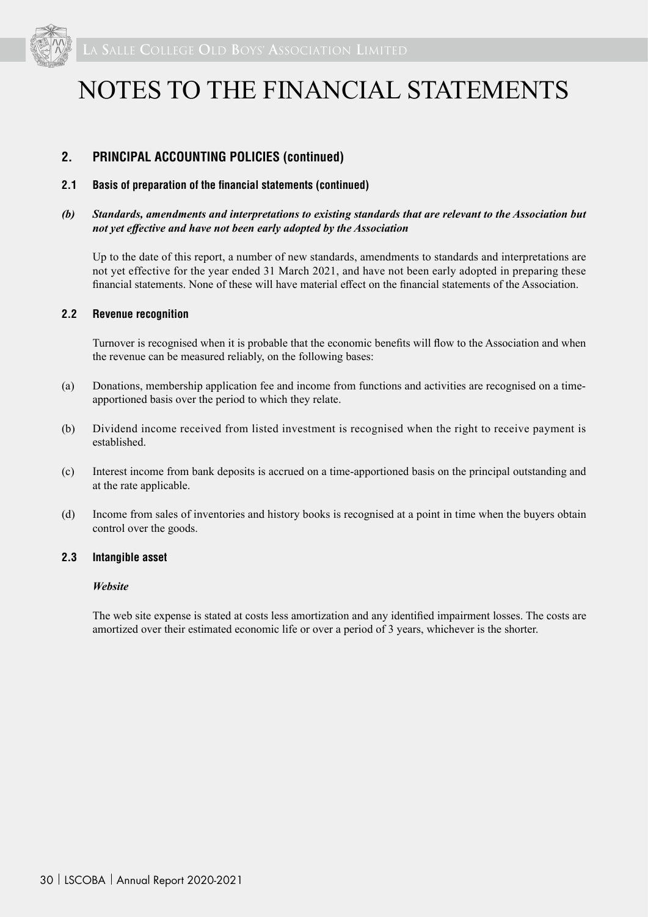# NOTES TO THE FINANCIAL STATEMENTS

## 2. PRINCIPAL ACCOUNTING POLICIES (continued)

### 2.1 Basis of preparation of the financial statements (continued)

***(b) Standards, amendments and interpretations to existing standards that are relevant to the Association but not yet effective and have not been early adopted by the Association***

Up to the date of this report, a number of new standards, amendments to standards and interpretations are not yet effective for the year ended 31 March 2021, and have not been early adopted in preparing these financial statements. None of these will have material effect on the financial statements of the Association.

### 2.2 Revenue recognition

Turnover is recognised when it is probable that the economic benefits will flow to the Association and when the revenue can be measured reliably, on the following bases:

(a) Donations, membership application fee and income from functions and activities are recognised on a time-apportioned basis over the period to which they relate.

(b) Dividend income received from listed investment is recognised when the right to receive payment is established.

(c) Interest income from bank deposits is accrued on a time-apportioned basis on the principal outstanding and at the rate applicable.

(d) Income from sales of inventories and history books is recognised at a point in time when the buyers obtain control over the goods.

### 2.3 Intangible asset

***Website***

The web site expense is stated at costs less amortization and any identified impairment losses. The costs are amortized over their estimated economic life or over a period of 3 years, whichever is the shorter.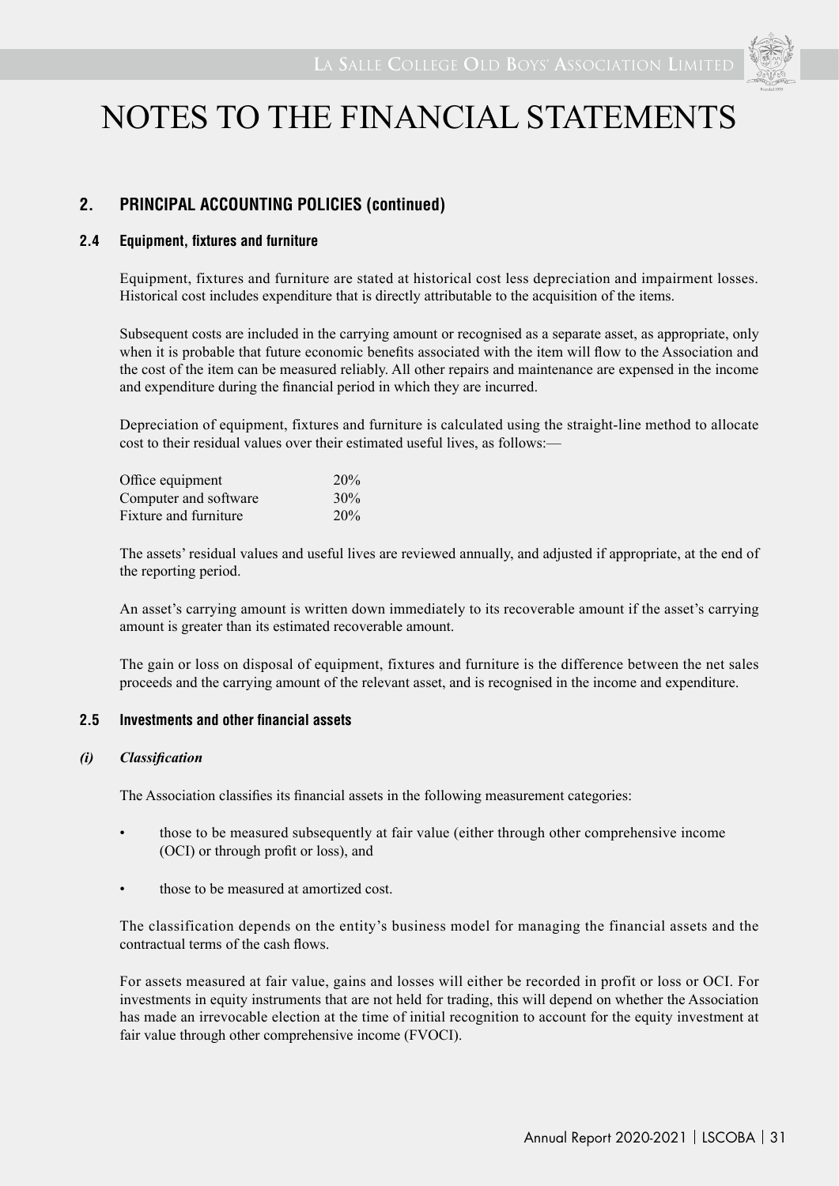# NOTES TO THE FINANCIAL STATEMENTS

## 2. PRINCIPAL ACCOUNTING POLICIES (continued)

### 2.4 Equipment, fixtures and furniture

Equipment, fixtures and furniture are stated at historical cost less depreciation and impairment losses. Historical cost includes expenditure that is directly attributable to the acquisition of the items.

Subsequent costs are included in the carrying amount or recognised as a separate asset, as appropriate, only when it is probable that future economic benefits associated with the item will flow to the Association and the cost of the item can be measured reliably. All other repairs and maintenance are expensed in the income and expenditure during the financial period in which they are incurred.

Depreciation of equipment, fixtures and furniture is calculated using the straight-line method to allocate cost to their residual values over their estimated useful lives, as follows:—

| | |
|---|---|
| Office equipment | 20% |
| Computer and software | 30% |
| Fixture and furniture | 20% |

The assets' residual values and useful lives are reviewed annually, and adjusted if appropriate, at the end of the reporting period.

An asset's carrying amount is written down immediately to its recoverable amount if the asset's carrying amount is greater than its estimated recoverable amount.

The gain or loss on disposal of equipment, fixtures and furniture is the difference between the net sales proceeds and the carrying amount of the relevant asset, and is recognised in the income and expenditure.

### 2.5 Investments and other financial assets

#### *(i) Classification*

The Association classifies its financial assets in the following measurement categories:

- those to be measured subsequently at fair value (either through other comprehensive income (OCI) or through profit or loss), and
- those to be measured at amortized cost.

The classification depends on the entity's business model for managing the financial assets and the contractual terms of the cash flows.

For assets measured at fair value, gains and losses will either be recorded in profit or loss or OCI. For investments in equity instruments that are not held for trading, this will depend on whether the Association has made an irrevocable election at the time of initial recognition to account for the equity investment at fair value through other comprehensive income (FVOCI).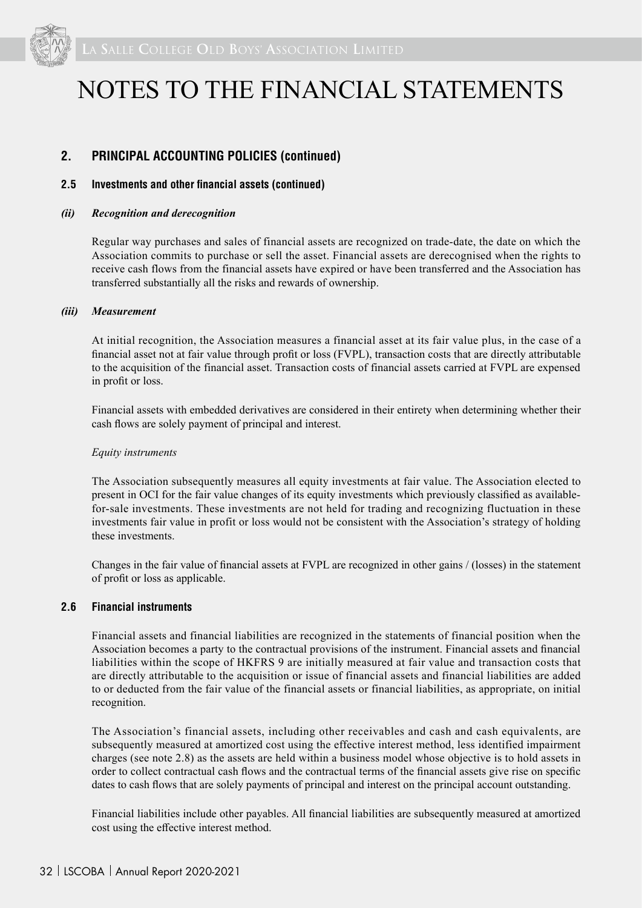# NOTES TO THE FINANCIAL STATEMENTS

## 2. PRINCIPAL ACCOUNTING POLICIES (continued)

### 2.5 Investments and other financial assets (continued)

#### *(ii) Recognition and derecognition*

Regular way purchases and sales of financial assets are recognized on trade-date, the date on which the Association commits to purchase or sell the asset. Financial assets are derecognised when the rights to receive cash flows from the financial assets have expired or have been transferred and the Association has transferred substantially all the risks and rewards of ownership.

#### *(iii) Measurement*

At initial recognition, the Association measures a financial asset at its fair value plus, in the case of a financial asset not at fair value through profit or loss (FVPL), transaction costs that are directly attributable to the acquisition of the financial asset. Transaction costs of financial assets carried at FVPL are expensed in profit or loss.

Financial assets with embedded derivatives are considered in their entirety when determining whether their cash flows are solely payment of principal and interest.

*Equity instruments*

The Association subsequently measures all equity investments at fair value. The Association elected to present in OCI for the fair value changes of its equity investments which previously classified as available-for-sale investments. These investments are not held for trading and recognizing fluctuation in these investments fair value in profit or loss would not be consistent with the Association's strategy of holding these investments.

Changes in the fair value of financial assets at FVPL are recognized in other gains / (losses) in the statement of profit or loss as applicable.

### 2.6 Financial instruments

Financial assets and financial liabilities are recognized in the statements of financial position when the Association becomes a party to the contractual provisions of the instrument. Financial assets and financial liabilities within the scope of HKFRS 9 are initially measured at fair value and transaction costs that are directly attributable to the acquisition or issue of financial assets and financial liabilities are added to or deducted from the fair value of the financial assets or financial liabilities, as appropriate, on initial recognition.

The Association's financial assets, including other receivables and cash and cash equivalents, are subsequently measured at amortized cost using the effective interest method, less identified impairment charges (see note 2.8) as the assets are held within a business model whose objective is to hold assets in order to collect contractual cash flows and the contractual terms of the financial assets give rise on specific dates to cash flows that are solely payments of principal and interest on the principal account outstanding.

Financial liabilities include other payables. All financial liabilities are subsequently measured at amortized cost using the effective interest method.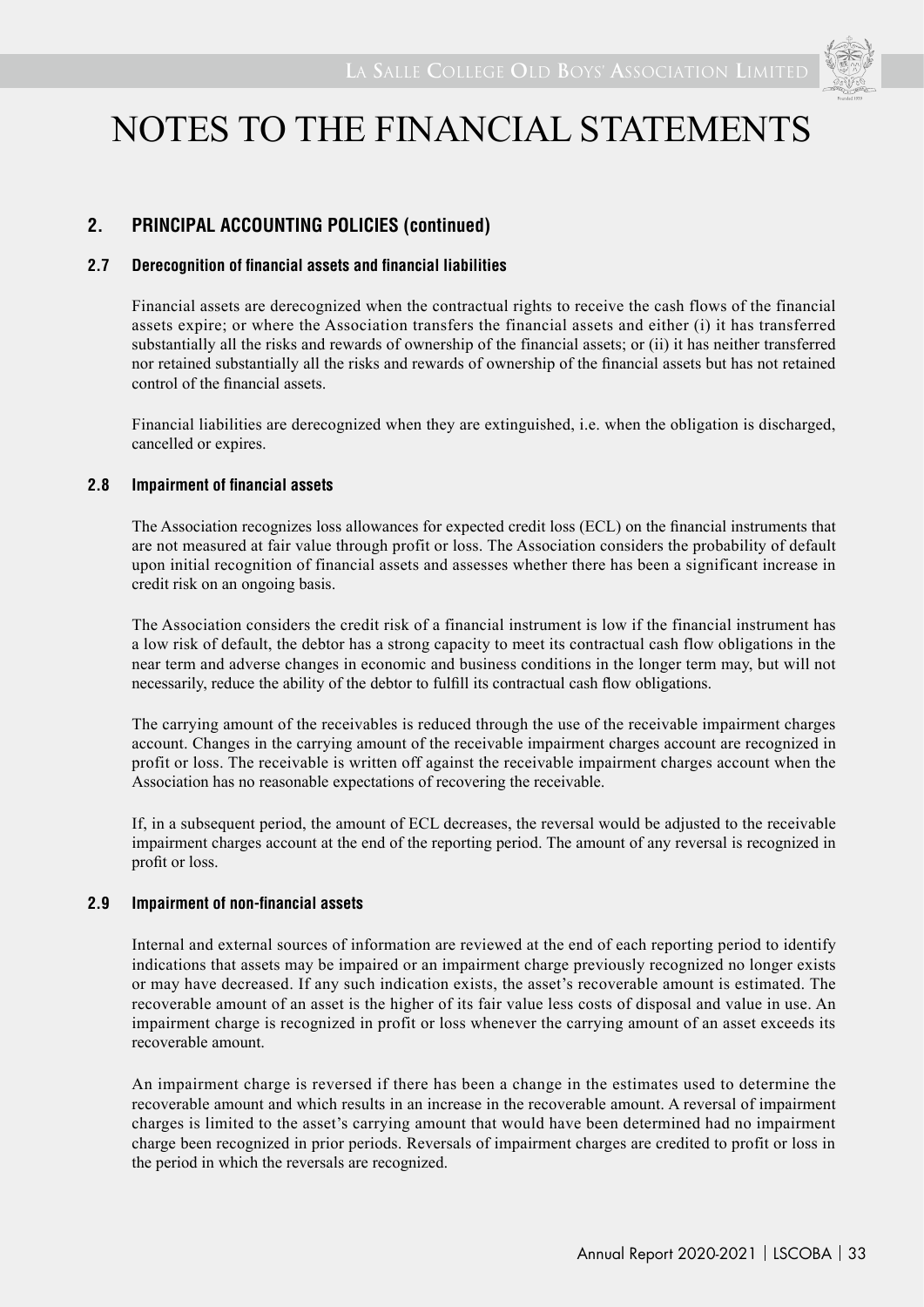# NOTES TO THE FINANCIAL STATEMENTS

## 2. PRINCIPAL ACCOUNTING POLICIES (continued)

### 2.7 Derecognition of financial assets and financial liabilities

Financial assets are derecognized when the contractual rights to receive the cash flows of the financial assets expire; or where the Association transfers the financial assets and either (i) it has transferred substantially all the risks and rewards of ownership of the financial assets; or (ii) it has neither transferred nor retained substantially all the risks and rewards of ownership of the financial assets but has not retained control of the financial assets.

Financial liabilities are derecognized when they are extinguished, i.e. when the obligation is discharged, cancelled or expires.

### 2.8 Impairment of financial assets

The Association recognizes loss allowances for expected credit loss (ECL) on the financial instruments that are not measured at fair value through profit or loss. The Association considers the probability of default upon initial recognition of financial assets and assesses whether there has been a significant increase in credit risk on an ongoing basis.

The Association considers the credit risk of a financial instrument is low if the financial instrument has a low risk of default, the debtor has a strong capacity to meet its contractual cash flow obligations in the near term and adverse changes in economic and business conditions in the longer term may, but will not necessarily, reduce the ability of the debtor to fulfill its contractual cash flow obligations.

The carrying amount of the receivables is reduced through the use of the receivable impairment charges account. Changes in the carrying amount of the receivable impairment charges account are recognized in profit or loss. The receivable is written off against the receivable impairment charges account when the Association has no reasonable expectations of recovering the receivable.

If, in a subsequent period, the amount of ECL decreases, the reversal would be adjusted to the receivable impairment charges account at the end of the reporting period. The amount of any reversal is recognized in profit or loss.

### 2.9 Impairment of non-financial assets

Internal and external sources of information are reviewed at the end of each reporting period to identify indications that assets may be impaired or an impairment charge previously recognized no longer exists or may have decreased. If any such indication exists, the asset's recoverable amount is estimated. The recoverable amount of an asset is the higher of its fair value less costs of disposal and value in use. An impairment charge is recognized in profit or loss whenever the carrying amount of an asset exceeds its recoverable amount.

An impairment charge is reversed if there has been a change in the estimates used to determine the recoverable amount and which results in an increase in the recoverable amount. A reversal of impairment charges is limited to the asset's carrying amount that would have been determined had no impairment charge been recognized in prior periods. Reversals of impairment charges are credited to profit or loss in the period in which the reversals are recognized.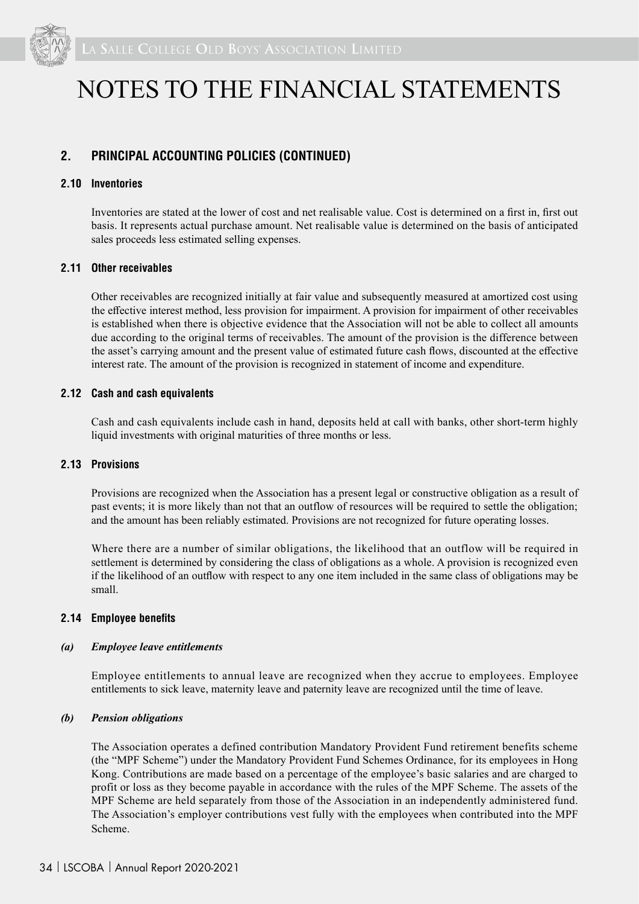# NOTES TO THE FINANCIAL STATEMENTS

## 2. PRINCIPAL ACCOUNTING POLICIES (CONTINUED)

### 2.10 Inventories

Inventories are stated at the lower of cost and net realisable value. Cost is determined on a first in, first out basis. It represents actual purchase amount. Net realisable value is determined on the basis of anticipated sales proceeds less estimated selling expenses.

### 2.11 Other receivables

Other receivables are recognized initially at fair value and subsequently measured at amortized cost using the effective interest method, less provision for impairment. A provision for impairment of other receivables is established when there is objective evidence that the Association will not be able to collect all amounts due according to the original terms of receivables. The amount of the provision is the difference between the asset's carrying amount and the present value of estimated future cash flows, discounted at the effective interest rate. The amount of the provision is recognized in statement of income and expenditure.

### 2.12 Cash and cash equivalents

Cash and cash equivalents include cash in hand, deposits held at call with banks, other short-term highly liquid investments with original maturities of three months or less.

### 2.13 Provisions

Provisions are recognized when the Association has a present legal or constructive obligation as a result of past events; it is more likely than not that an outflow of resources will be required to settle the obligation; and the amount has been reliably estimated. Provisions are not recognized for future operating losses.

Where there are a number of similar obligations, the likelihood that an outflow will be required in settlement is determined by considering the class of obligations as a whole. A provision is recognized even if the likelihood of an outflow with respect to any one item included in the same class of obligations may be small.

### 2.14 Employee benefits

#### *(a) Employee leave entitlements*

Employee entitlements to annual leave are recognized when they accrue to employees. Employee entitlements to sick leave, maternity leave and paternity leave are recognized until the time of leave.

#### *(b) Pension obligations*

The Association operates a defined contribution Mandatory Provident Fund retirement benefits scheme (the "MPF Scheme") under the Mandatory Provident Fund Schemes Ordinance, for its employees in Hong Kong. Contributions are made based on a percentage of the employee's basic salaries and are charged to profit or loss as they become payable in accordance with the rules of the MPF Scheme. The assets of the MPF Scheme are held separately from those of the Association in an independently administered fund. The Association's employer contributions vest fully with the employees when contributed into the MPF Scheme.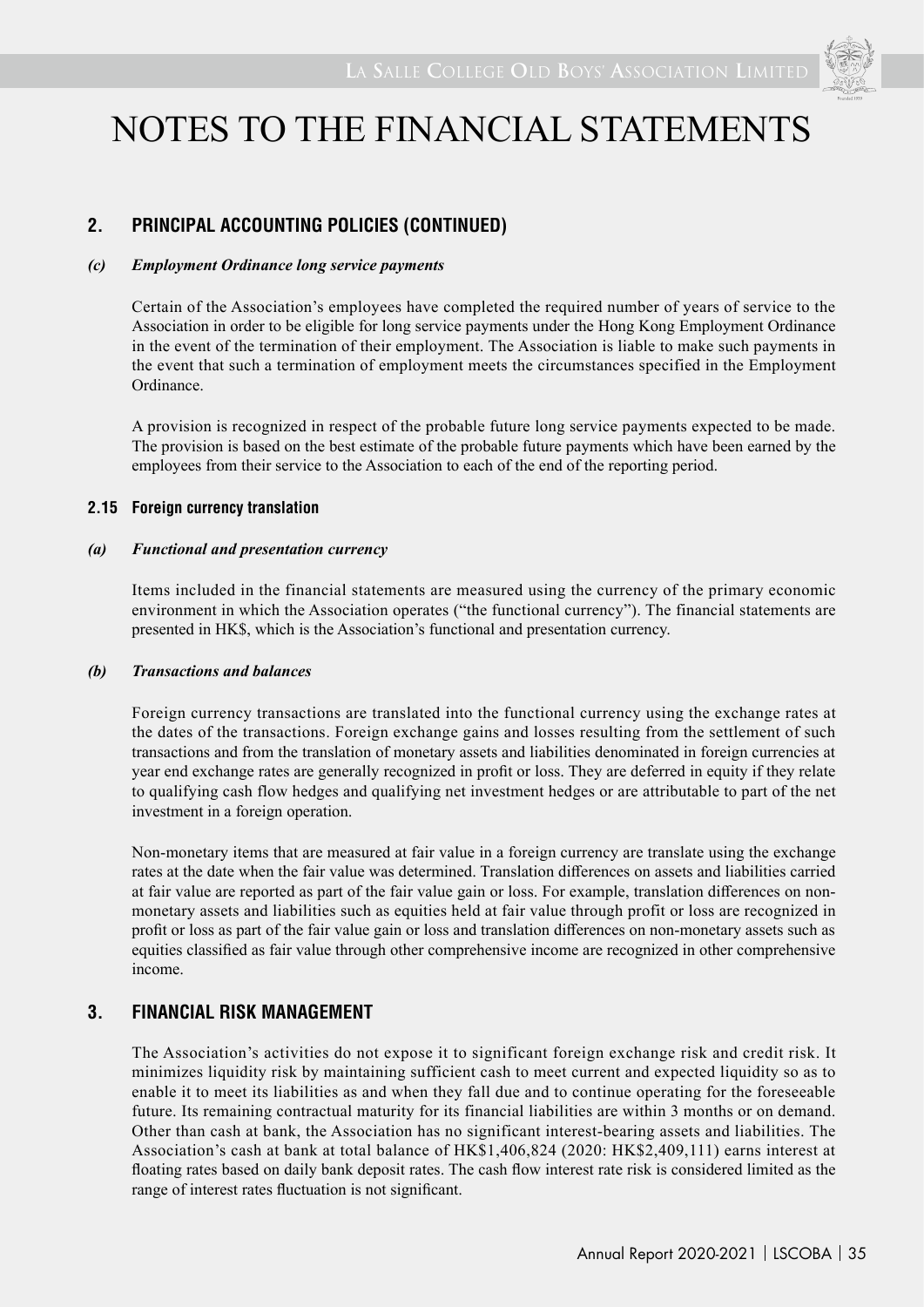# NOTES TO THE FINANCIAL STATEMENTS

## 2. PRINCIPAL ACCOUNTING POLICIES (CONTINUED)

***(c) Employment Ordinance long service payments***

Certain of the Association's employees have completed the required number of years of service to the Association in order to be eligible for long service payments under the Hong Kong Employment Ordinance in the event of the termination of their employment. The Association is liable to make such payments in the event that such a termination of employment meets the circumstances specified in the Employment Ordinance.

A provision is recognized in respect of the probable future long service payments expected to be made. The provision is based on the best estimate of the probable future payments which have been earned by the employees from their service to the Association to each of the end of the reporting period.

### 2.15 Foreign currency translation

***(a) Functional and presentation currency***

Items included in the financial statements are measured using the currency of the primary economic environment in which the Association operates ("the functional currency"). The financial statements are presented in HK$, which is the Association's functional and presentation currency.

***(b) Transactions and balances***

Foreign currency transactions are translated into the functional currency using the exchange rates at the dates of the transactions. Foreign exchange gains and losses resulting from the settlement of such transactions and from the translation of monetary assets and liabilities denominated in foreign currencies at year end exchange rates are generally recognized in profit or loss. They are deferred in equity if they relate to qualifying cash flow hedges and qualifying net investment hedges or are attributable to part of the net investment in a foreign operation.

Non-monetary items that are measured at fair value in a foreign currency are translate using the exchange rates at the date when the fair value was determined. Translation differences on assets and liabilities carried at fair value are reported as part of the fair value gain or loss. For example, translation differences on non-monetary assets and liabilities such as equities held at fair value through profit or loss are recognized in profit or loss as part of the fair value gain or loss and translation differences on non-monetary assets such as equities classified as fair value through other comprehensive income are recognized in other comprehensive income.

## 3. FINANCIAL RISK MANAGEMENT

The Association's activities do not expose it to significant foreign exchange risk and credit risk. It minimizes liquidity risk by maintaining sufficient cash to meet current and expected liquidity so as to enable it to meet its liabilities as and when they fall due and to continue operating for the foreseeable future. Its remaining contractual maturity for its financial liabilities are within 3 months or on demand. Other than cash at bank, the Association has no significant interest-bearing assets and liabilities. The Association's cash at bank at total balance of HK$1,406,824 (2020: HK$2,409,111) earns interest at floating rates based on daily bank deposit rates. The cash flow interest rate risk is considered limited as the range of interest rates fluctuation is not significant.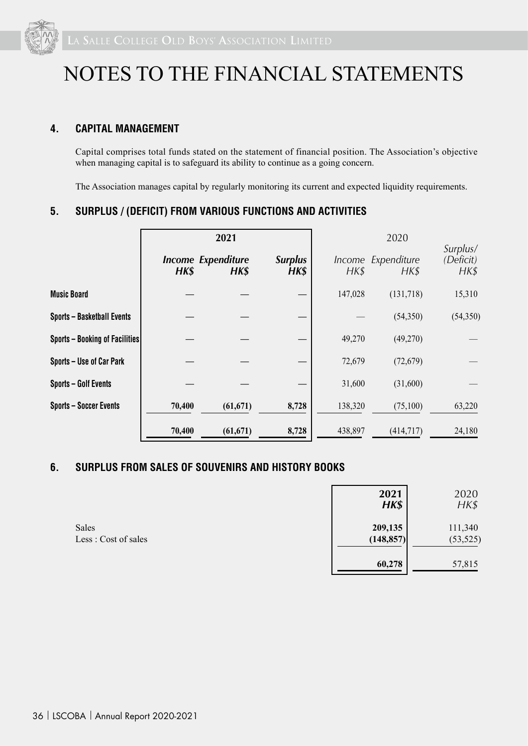# NOTES TO THE FINANCIAL STATEMENTS

## 4. CAPITAL MANAGEMENT

Capital comprises total funds stated on the statement of financial position. The Association's objective when managing capital is to safeguard its ability to continue as a going concern.

The Association manages capital by regularly monitoring its current and expected liquidity requirements.

## 5. SURPLUS / (DEFICIT) FROM VARIOUS FUNCTIONS AND ACTIVITIES

| | **2021** | | | 2020 | | |
|---|---|---|---|---|---|---|
| | ***Income HK$*** | ***Expenditure HK$*** | ***Surplus HK$*** | *Income HK$* | *Expenditure HK$* | *Surplus/ (Deficit) HK$* |
| **Music Board** | — | — | — | 147,028 | (131,718) | 15,310 |
| **Sports – Basketball Events** | — | — | — | — | (54,350) | (54,350) |
| **Sports – Booking of Facilities** | — | — | — | 49,270 | (49,270) | — |
| **Sports – Use of Car Park** | — | — | — | 72,679 | (72,679) | — |
| **Sports – Golf Events** | — | — | — | 31,600 | (31,600) | — |
| **Sports – Soccer Events** | **70,400** | **(61,671)** | **8,728** | 138,320 | (75,100) | 63,220 |
| | **70,400** | **(61,671)** | **8,728** | 438,897 | (414,717) | 24,180 |

## 6. SURPLUS FROM SALES OF SOUVENIRS AND HISTORY BOOKS

| | **2021** ***HK$*** | 2020 *HK$* |
|---|---|---|
| Sales | **209,135** | 111,340 |
| Less : Cost of sales | **(148,857)** | (53,525) |
| | **60,278** | 57,815 |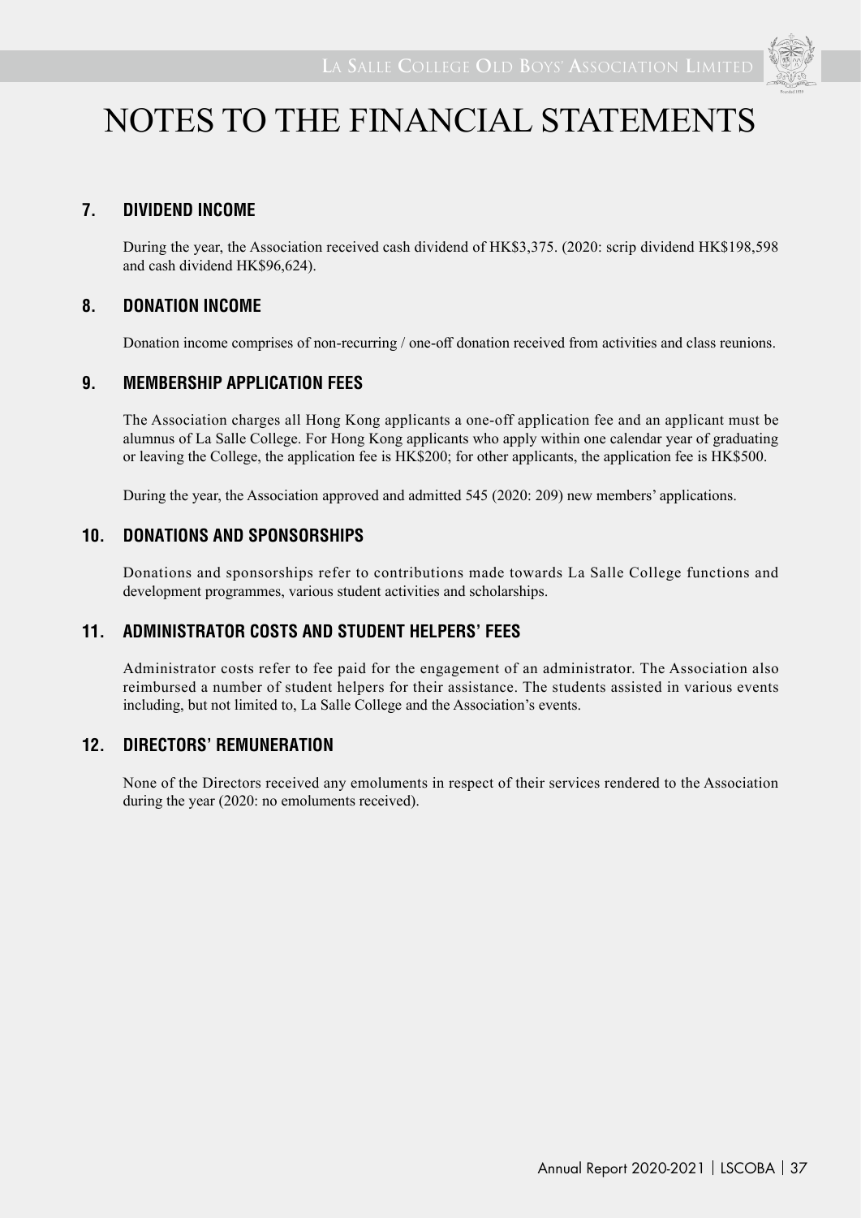# NOTES TO THE FINANCIAL STATEMENTS

## 7. DIVIDEND INCOME

During the year, the Association received cash dividend of HK$3,375. (2020: scrip dividend HK$198,598 and cash dividend HK$96,624).

## 8. DONATION INCOME

Donation income comprises of non-recurring / one-off donation received from activities and class reunions.

## 9. MEMBERSHIP APPLICATION FEES

The Association charges all Hong Kong applicants a one-off application fee and an applicant must be alumnus of La Salle College. For Hong Kong applicants who apply within one calendar year of graduating or leaving the College, the application fee is HK$200; for other applicants, the application fee is HK$500.

During the year, the Association approved and admitted 545 (2020: 209) new members' applications.

## 10. DONATIONS AND SPONSORSHIPS

Donations and sponsorships refer to contributions made towards La Salle College functions and development programmes, various student activities and scholarships.

## 11. ADMINISTRATOR COSTS AND STUDENT HELPERS' FEES

Administrator costs refer to fee paid for the engagement of an administrator. The Association also reimbursed a number of student helpers for their assistance. The students assisted in various events including, but not limited to, La Salle College and the Association's events.

## 12. DIRECTORS' REMUNERATION

None of the Directors received any emoluments in respect of their services rendered to the Association during the year (2020: no emoluments received).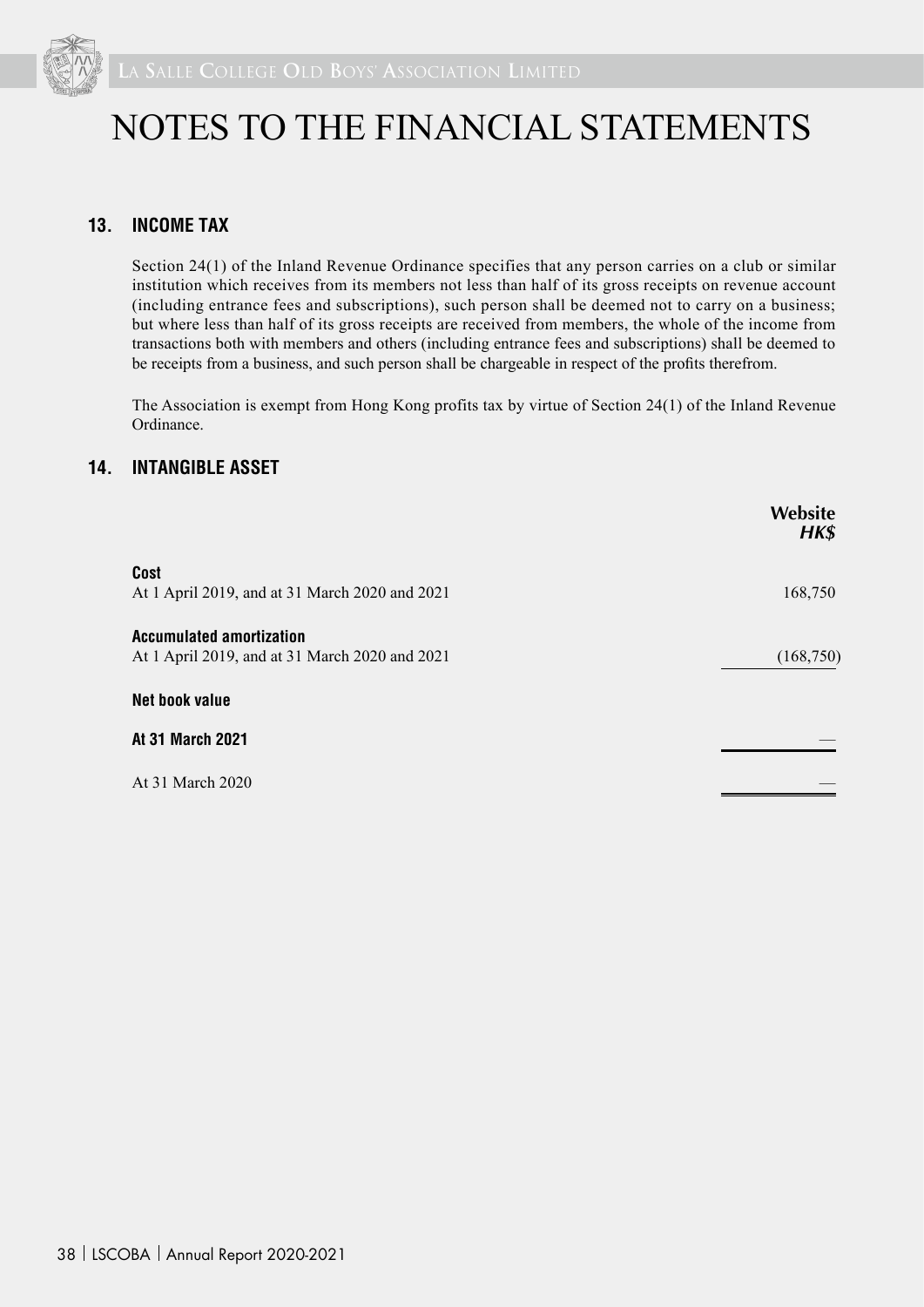# NOTES TO THE FINANCIAL STATEMENTS

## 13. INCOME TAX

Section 24(1) of the Inland Revenue Ordinance specifies that any person carries on a club or similar institution which receives from its members not less than half of its gross receipts on revenue account (including entrance fees and subscriptions), such person shall be deemed not to carry on a business; but where less than half of its gross receipts are received from members, the whole of the income from transactions both with members and others (including entrance fees and subscriptions) shall be deemed to be receipts from a business, and such person shall be chargeable in respect of the profits therefrom.

The Association is exempt from Hong Kong profits tax by virtue of Section 24(1) of the Inland Revenue Ordinance.

## 14. INTANGIBLE ASSET

| | **Website** *HK$* |
|---|---|
| **Cost** | |
| At 1 April 2019, and at 31 March 2020 and 2021 | 168,750 |
| **Accumulated amortization** | |
| At 1 April 2019, and at 31 March 2020 and 2021 | (168,750) |
| **Net book value** | |
| **At 31 March 2021** | — |
| At 31 March 2020 | — |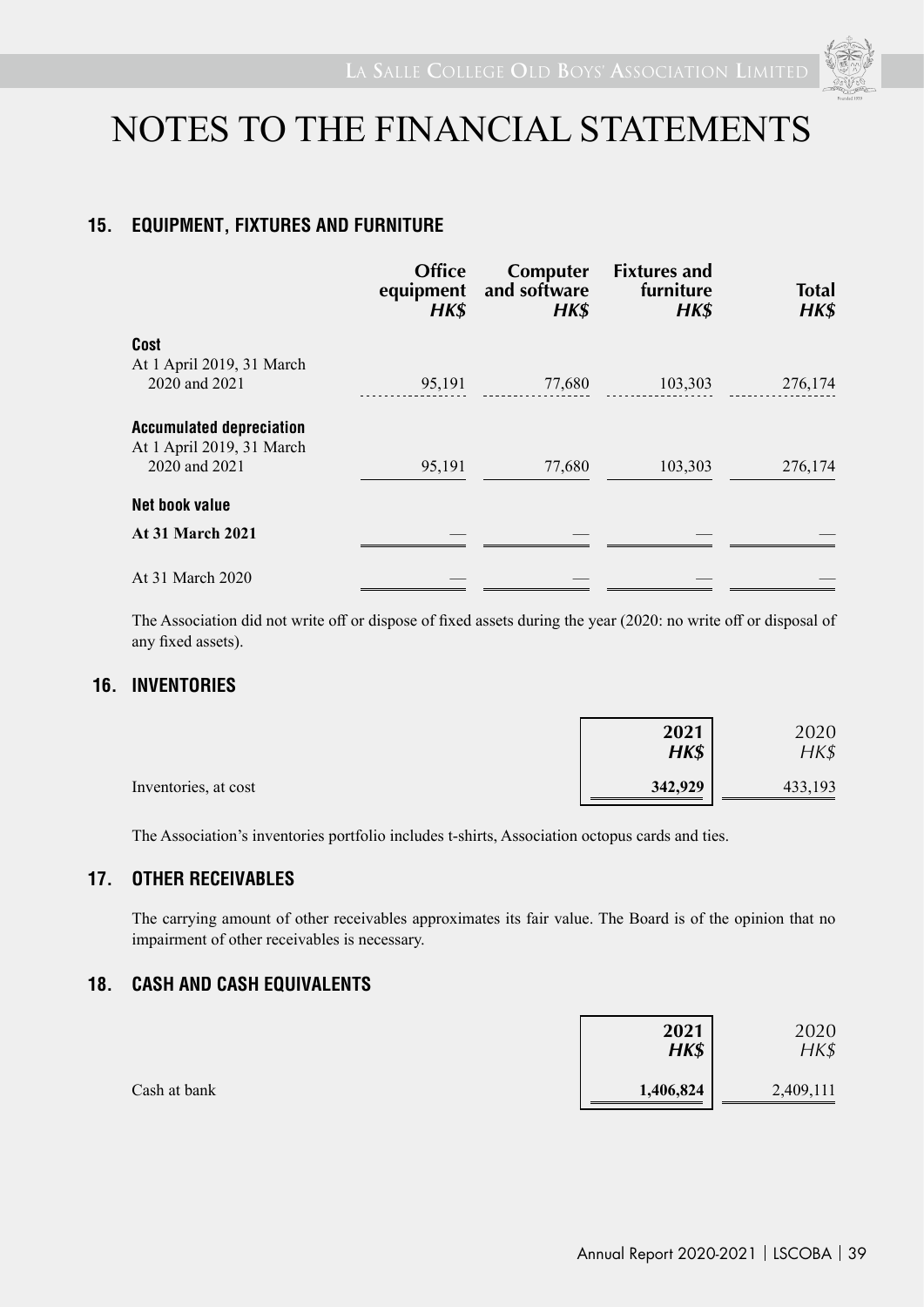# NOTES TO THE FINANCIAL STATEMENTS

## 15. EQUIPMENT, FIXTURES AND FURNITURE

| | Office equipment *HK$* | Computer and software *HK$* | Fixtures and furniture *HK$* | Total *HK$* |
|---|---|---|---|---|
| **Cost** | | | | |
| At 1 April 2019, 31 March 2020 and 2021 | 95,191 | 77,680 | 103,303 | 276,174 |
| **Accumulated depreciation** | | | | |
| At 1 April 2019, 31 March 2020 and 2021 | 95,191 | 77,680 | 103,303 | 276,174 |
| **Net book value** | | | | |
| **At 31 March 2021** | — | — | — | — |
| At 31 March 2020 | — | — | — | — |

The Association did not write off or dispose of fixed assets during the year (2020: no write off or disposal of any fixed assets).

## 16. INVENTORIES

| | **2021** ***HK$*** | 2020 *HK$* |
|---|---|---|
| Inventories, at cost | **342,929** | 433,193 |

The Association's inventories portfolio includes t-shirts, Association octopus cards and ties.

## 17. OTHER RECEIVABLES

The carrying amount of other receivables approximates its fair value. The Board is of the opinion that no impairment of other receivables is necessary.

## 18. CASH AND CASH EQUIVALENTS

| | **2021** ***HK$*** | 2020 *HK$* |
|---|---|---|
| Cash at bank | **1,406,824** | 2,409,111 |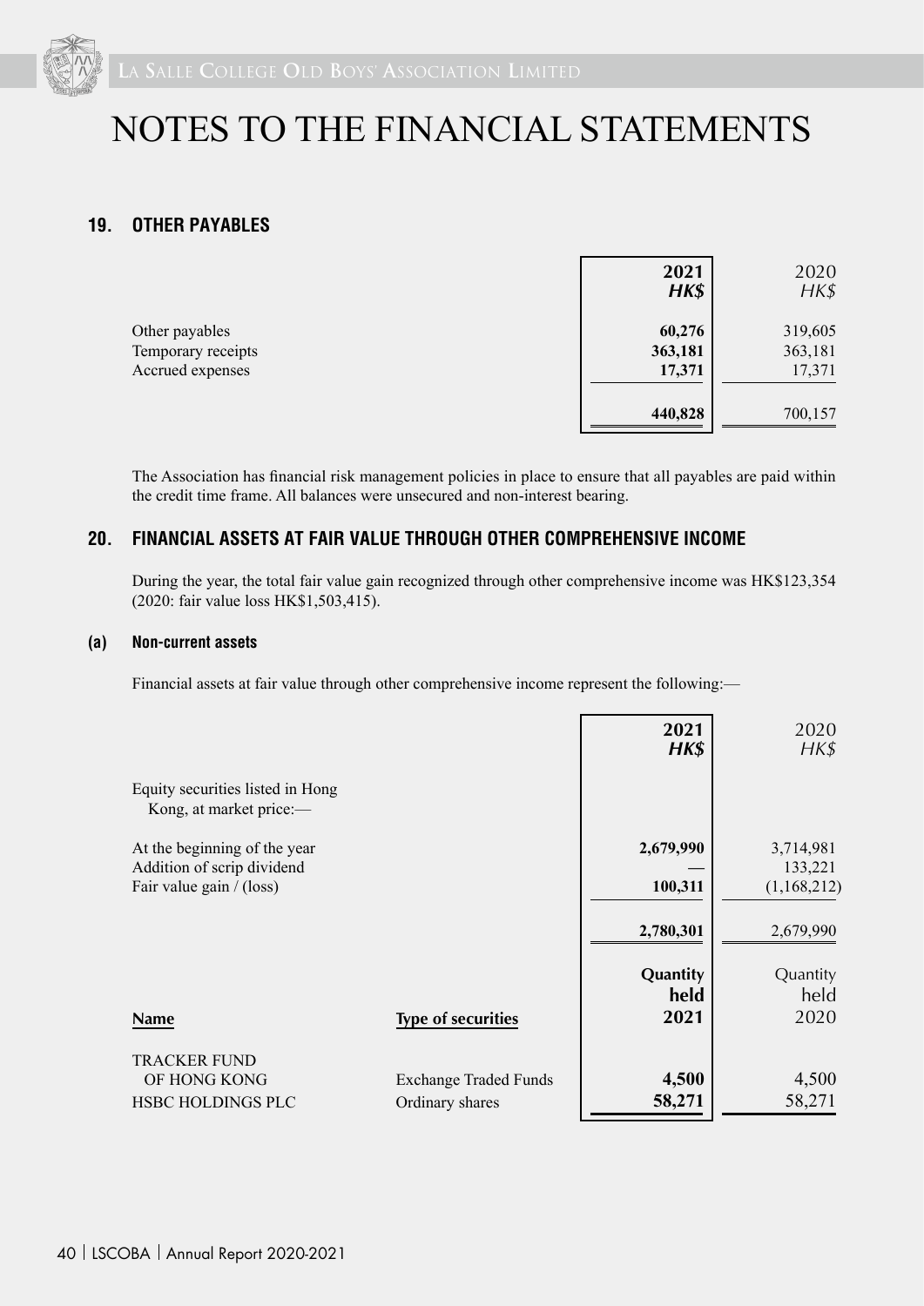# NOTES TO THE FINANCIAL STATEMENTS

## 19. OTHER PAYABLES

| | **2021** ***HK$*** | 2020 *HK$* |
|---|---|---|
| Other payables | **60,276** | 319,605 |
| Temporary receipts | **363,181** | 363,181 |
| Accrued expenses | **17,371** | 17,371 |
| | **440,828** | 700,157 |

The Association has financial risk management policies in place to ensure that all payables are paid within the credit time frame. All balances were unsecured and non-interest bearing.

## 20. FINANCIAL ASSETS AT FAIR VALUE THROUGH OTHER COMPREHENSIVE INCOME

During the year, the total fair value gain recognized through other comprehensive income was HK$123,354 (2020: fair value loss HK$1,503,415).

### (a) Non-current assets

Financial assets at fair value through other comprehensive income represent the following:—

| | **2021** ***HK$*** | 2020 *HK$* |
|---|---|---|
| Equity securities listed in Hong Kong, at market price:— | | |
| At the beginning of the year | **2,679,990** | 3,714,981 |
| Addition of scrip dividend | **—** | 133,221 |
| Fair value gain / (loss) | **100,311** | (1,168,212) |
| | **2,780,301** | 2,679,990 |

| **Name** | **Type of securities** | **Quantity held 2021** | Quantity held 2020 |
|---|---|---|---|
| TRACKER FUND OF HONG KONG | Exchange Traded Funds | **4,500** | 4,500 |
| HSBC HOLDINGS PLC | Ordinary shares | **58,271** | 58,271 |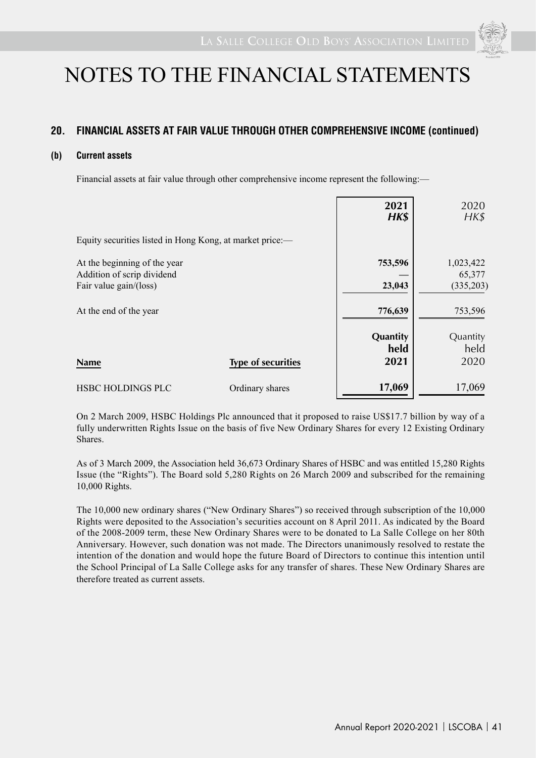# NOTES TO THE FINANCIAL STATEMENTS

## 20. FINANCIAL ASSETS AT FAIR VALUE THROUGH OTHER COMPREHENSIVE INCOME (continued)

### (b) Current assets

Financial assets at fair value through other comprehensive income represent the following:—

| | **2021** *HK$* | 2020 *HK$* |
|---|---|---|
| Equity securities listed in Hong Kong, at market price:— | | |
| At the beginning of the year | **753,596** | 1,023,422 |
| Addition of scrip dividend | **—** | 65,377 |
| Fair value gain/(loss) | **23,043** | (335,203) |
| At the end of the year | **776,639** | 753,596 |

| **Name** | **Type of securities** | **Quantity held 2021** | Quantity held 2020 |
|---|---|---|---|
| HSBC HOLDINGS PLC | Ordinary shares | **17,069** | 17,069 |

On 2 March 2009, HSBC Holdings Plc announced that it proposed to raise US$17.7 billion by way of a fully underwritten Rights Issue on the basis of five New Ordinary Shares for every 12 Existing Ordinary Shares.

As of 3 March 2009, the Association held 36,673 Ordinary Shares of HSBC and was entitled 15,280 Rights Issue (the "Rights"). The Board sold 5,280 Rights on 26 March 2009 and subscribed for the remaining 10,000 Rights.

The 10,000 new ordinary shares ("New Ordinary Shares") so received through subscription of the 10,000 Rights were deposited to the Association's securities account on 8 April 2011. As indicated by the Board of the 2008-2009 term, these New Ordinary Shares were to be donated to La Salle College on her 80th Anniversary. However, such donation was not made. The Directors unanimously resolved to restate the intention of the donation and would hope the future Board of Directors to continue this intention until the School Principal of La Salle College asks for any transfer of shares. These New Ordinary Shares are therefore treated as current assets.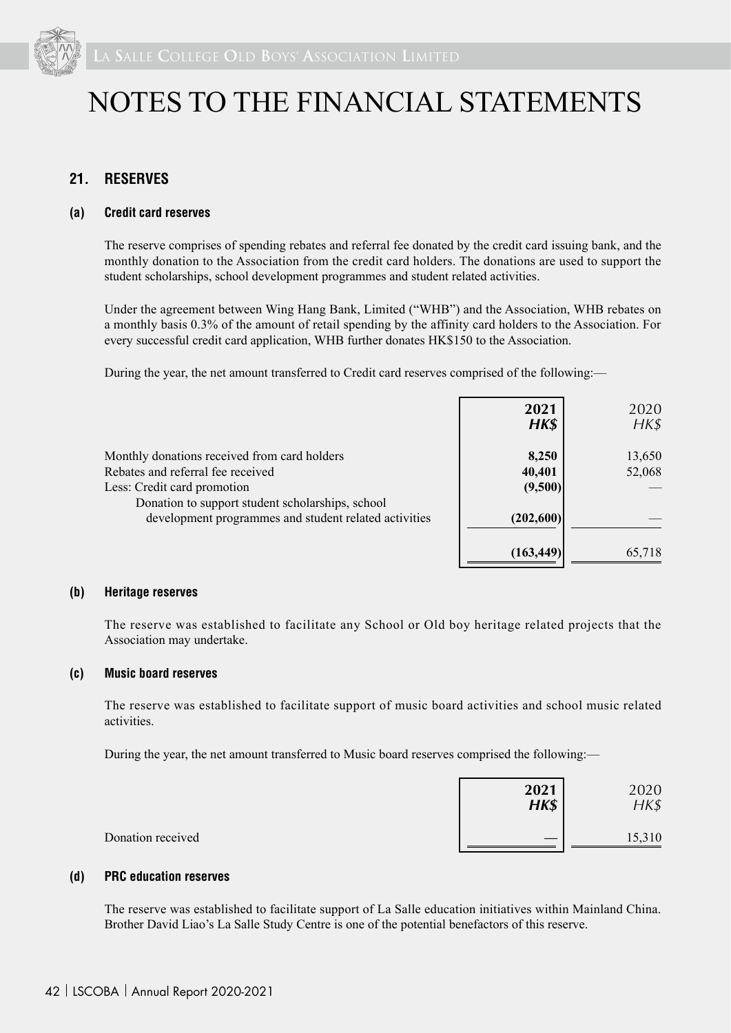# NOTES TO THE FINANCIAL STATEMENTS

## 21. RESERVES

### (a) Credit card reserves

The reserve comprises of spending rebates and referral fee donated by the credit card issuing bank, and the monthly donation to the Association from the credit card holders. The donations are used to support the student scholarships, school development programmes and student related activities.

Under the agreement between Wing Hang Bank, Limited ("WHB") and the Association, WHB rebates on a monthly basis 0.3% of the amount of retail spending by the affinity card holders to the Association. For every successful credit card application, WHB further donates HK$150 to the Association.

During the year, the net amount transferred to Credit card reserves comprised of the following:—

| | **2021** | 2020 |
|---|---|---|
| | ***HK$*** | *HK$* |
| Monthly donations received from card holders | **8,250** | 13,650 |
| Rebates and referral fee received | **40,401** | 52,068 |
| Less: Credit card promotion | **(9,500)** | — |
| Donation to support student scholarships, school development programmes and student related activities | **(202,600)** | — |
| | **(163,449)** | 65,718 |

### (b) Heritage reserves

The reserve was established to facilitate any School or Old boy heritage related projects that the Association may undertake.

### (c) Music board reserves

The reserve was established to facilitate support of music board activities and school music related activities.

During the year, the net amount transferred to Music board reserves comprised the following:—

| | **2021** | 2020 |
|---|---|---|
| | ***HK$*** | *HK$* |
| Donation received | **—** | 15,310 |

### (d) PRC education reserves

The reserve was established to facilitate support of La Salle education initiatives within Mainland China. Brother David Liao's La Salle Study Centre is one of the potential benefactors of this reserve.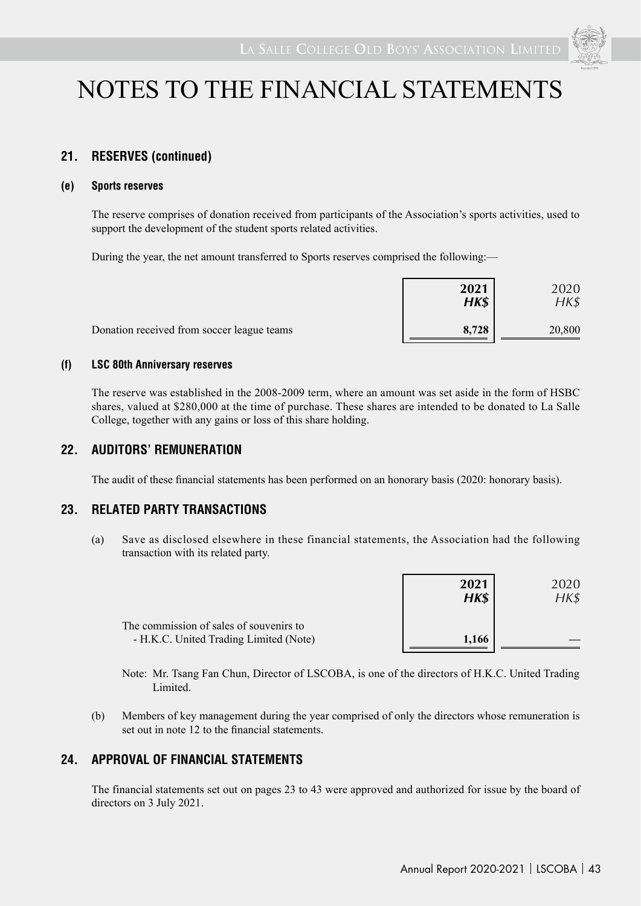# NOTES TO THE FINANCIAL STATEMENTS

## 21. RESERVES (continued)

### (e) Sports reserves

The reserve comprises of donation received from participants of the Association's sports activities, used to support the development of the student sports related activities.

During the year, the net amount transferred to Sports reserves comprised the following:—

| | **2021** **HK$** | 2020 HK$ |
|---|---|---|
| Donation received from soccer league teams | **8,728** | 20,800 |

### (f) LSC 80th Anniversary reserves

The reserve was established in the 2008-2009 term, where an amount was set aside in the form of HSBC shares, valued at $280,000 at the time of purchase. These shares are intended to be donated to La Salle College, together with any gains or loss of this share holding.

## 22. AUDITORS' REMUNERATION

The audit of these financial statements has been performed on an honorary basis (2020: honorary basis).

## 23. RELATED PARTY TRANSACTIONS

(a) Save as disclosed elsewhere in these financial statements, the Association had the following transaction with its related party.

| | **2021** **HK$** | 2020 HK$ |
|---|---|---|
| The commission of sales of souvenirs to - H.K.C. United Trading Limited (Note) | **1,166** | — |

Note: Mr. Tsang Fan Chun, Director of LSCOBA, is one of the directors of H.K.C. United Trading Limited.

(b) Members of key management during the year comprised of only the directors whose remuneration is set out in note 12 to the financial statements.

## 24. APPROVAL OF FINANCIAL STATEMENTS

The financial statements set out on pages 23 to 43 were approved and authorized for issue by the board of directors on 3 July 2021.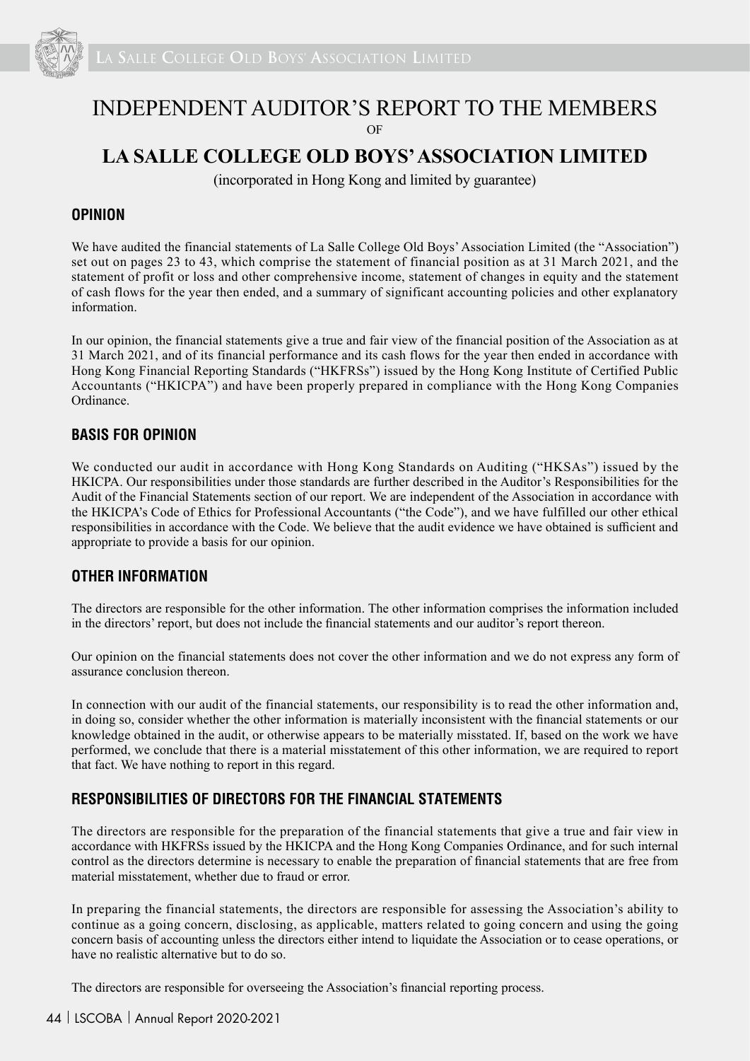# INDEPENDENT AUDITOR'S REPORT TO THE MEMBERS

OF

# LA SALLE COLLEGE OLD BOYS' ASSOCIATION LIMITED

(incorporated in Hong Kong and limited by guarantee)

## OPINION

We have audited the financial statements of La Salle College Old Boys' Association Limited (the "Association") set out on pages 23 to 43, which comprise the statement of financial position as at 31 March 2021, and the statement of profit or loss and other comprehensive income, statement of changes in equity and the statement of cash flows for the year then ended, and a summary of significant accounting policies and other explanatory information.

In our opinion, the financial statements give a true and fair view of the financial position of the Association as at 31 March 2021, and of its financial performance and its cash flows for the year then ended in accordance with Hong Kong Financial Reporting Standards ("HKFRSs") issued by the Hong Kong Institute of Certified Public Accountants ("HKICPA") and have been properly prepared in compliance with the Hong Kong Companies Ordinance.

## BASIS FOR OPINION

We conducted our audit in accordance with Hong Kong Standards on Auditing ("HKSAs") issued by the HKICPA. Our responsibilities under those standards are further described in the Auditor's Responsibilities for the Audit of the Financial Statements section of our report. We are independent of the Association in accordance with the HKICPA's Code of Ethics for Professional Accountants ("the Code"), and we have fulfilled our other ethical responsibilities in accordance with the Code. We believe that the audit evidence we have obtained is sufficient and appropriate to provide a basis for our opinion.

## OTHER INFORMATION

The directors are responsible for the other information. The other information comprises the information included in the directors' report, but does not include the financial statements and our auditor's report thereon.

Our opinion on the financial statements does not cover the other information and we do not express any form of assurance conclusion thereon.

In connection with our audit of the financial statements, our responsibility is to read the other information and, in doing so, consider whether the other information is materially inconsistent with the financial statements or our knowledge obtained in the audit, or otherwise appears to be materially misstated. If, based on the work we have performed, we conclude that there is a material misstatement of this other information, we are required to report that fact. We have nothing to report in this regard.

## RESPONSIBILITIES OF DIRECTORS FOR THE FINANCIAL STATEMENTS

The directors are responsible for the preparation of the financial statements that give a true and fair view in accordance with HKFRSs issued by the HKICPA and the Hong Kong Companies Ordinance, and for such internal control as the directors determine is necessary to enable the preparation of financial statements that are free from material misstatement, whether due to fraud or error.

In preparing the financial statements, the directors are responsible for assessing the Association's ability to continue as a going concern, disclosing, as applicable, matters related to going concern and using the going concern basis of accounting unless the directors either intend to liquidate the Association or to cease operations, or have no realistic alternative but to do so.

The directors are responsible for overseeing the Association's financial reporting process.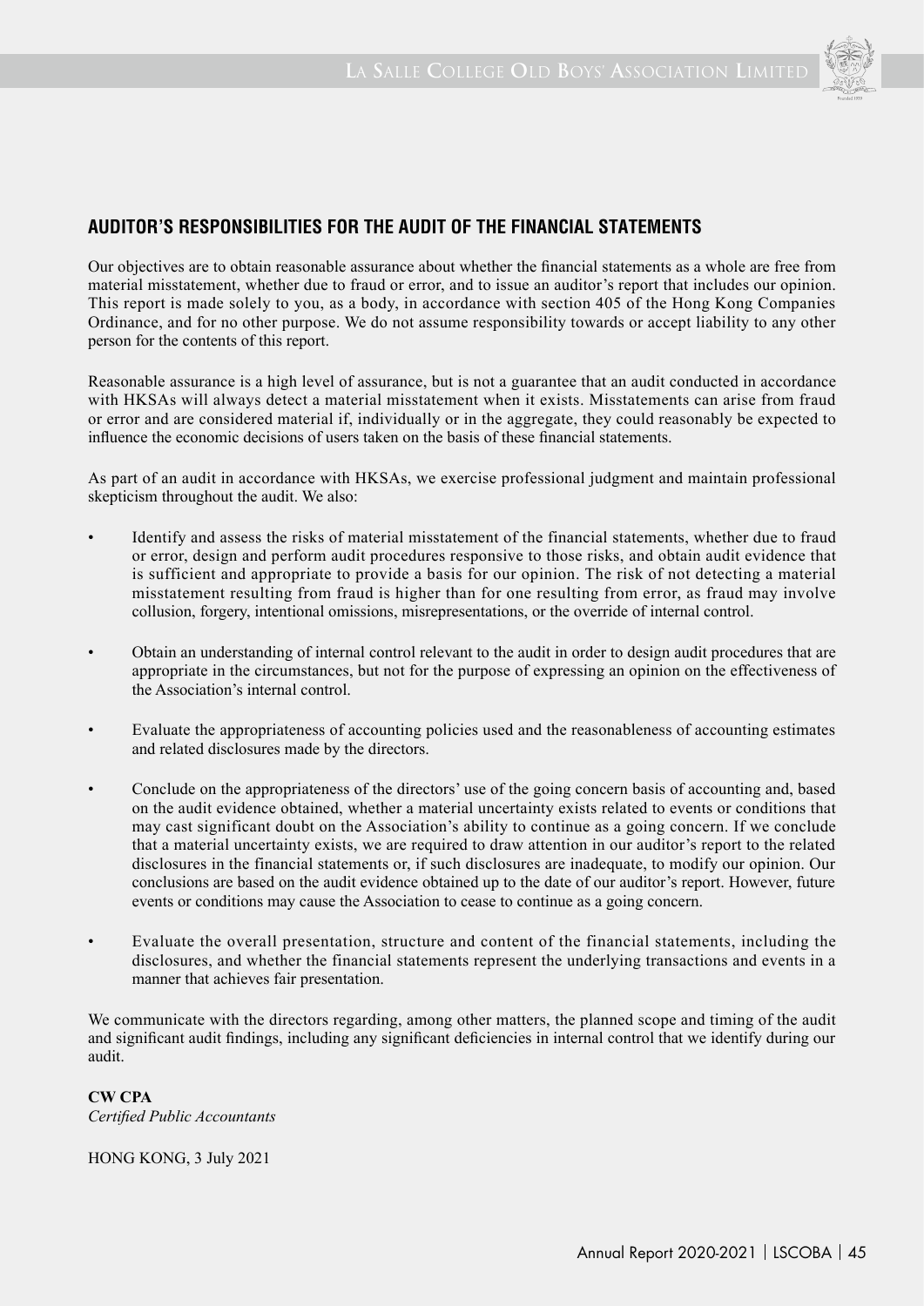## AUDITOR'S RESPONSIBILITIES FOR THE AUDIT OF THE FINANCIAL STATEMENTS

Our objectives are to obtain reasonable assurance about whether the financial statements as a whole are free from material misstatement, whether due to fraud or error, and to issue an auditor's report that includes our opinion. This report is made solely to you, as a body, in accordance with section 405 of the Hong Kong Companies Ordinance, and for no other purpose. We do not assume responsibility towards or accept liability to any other person for the contents of this report.

Reasonable assurance is a high level of assurance, but is not a guarantee that an audit conducted in accordance with HKSAs will always detect a material misstatement when it exists. Misstatements can arise from fraud or error and are considered material if, individually or in the aggregate, they could reasonably be expected to influence the economic decisions of users taken on the basis of these financial statements.

As part of an audit in accordance with HKSAs, we exercise professional judgment and maintain professional skepticism throughout the audit. We also:

- Identify and assess the risks of material misstatement of the financial statements, whether due to fraud or error, design and perform audit procedures responsive to those risks, and obtain audit evidence that is sufficient and appropriate to provide a basis for our opinion. The risk of not detecting a material misstatement resulting from fraud is higher than for one resulting from error, as fraud may involve collusion, forgery, intentional omissions, misrepresentations, or the override of internal control.

- Obtain an understanding of internal control relevant to the audit in order to design audit procedures that are appropriate in the circumstances, but not for the purpose of expressing an opinion on the effectiveness of the Association's internal control.

- Evaluate the appropriateness of accounting policies used and the reasonableness of accounting estimates and related disclosures made by the directors.

- Conclude on the appropriateness of the directors' use of the going concern basis of accounting and, based on the audit evidence obtained, whether a material uncertainty exists related to events or conditions that may cast significant doubt on the Association's ability to continue as a going concern. If we conclude that a material uncertainty exists, we are required to draw attention in our auditor's report to the related disclosures in the financial statements or, if such disclosures are inadequate, to modify our opinion. Our conclusions are based on the audit evidence obtained up to the date of our auditor's report. However, future events or conditions may cause the Association to cease to continue as a going concern.

- Evaluate the overall presentation, structure and content of the financial statements, including the disclosures, and whether the financial statements represent the underlying transactions and events in a manner that achieves fair presentation.

We communicate with the directors regarding, among other matters, the planned scope and timing of the audit and significant audit findings, including any significant deficiencies in internal control that we identify during our audit.

**CW CPA**
*Certified Public Accountants*

HONG KONG, 3 July 2021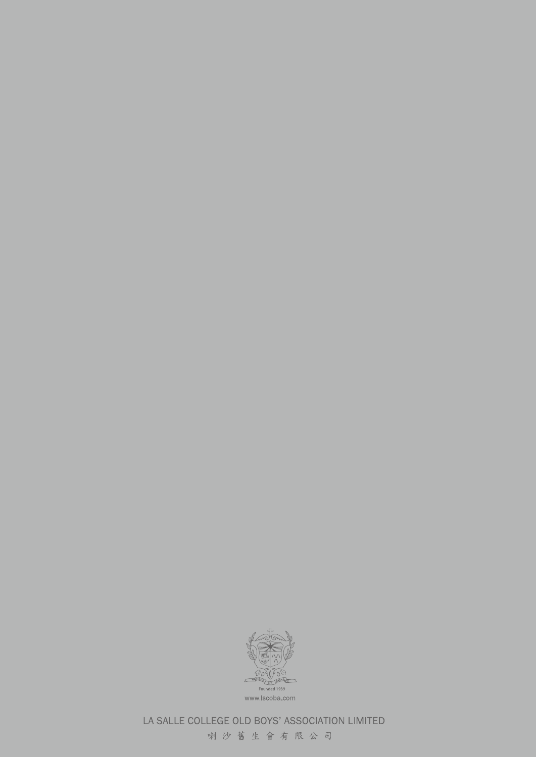Founded 1939

www.lscoba.com

LA SALLE COLLEGE OLD BOYS' ASSOCIATION LIMITED

喇 沙 舊 生 會 有 限 公 司